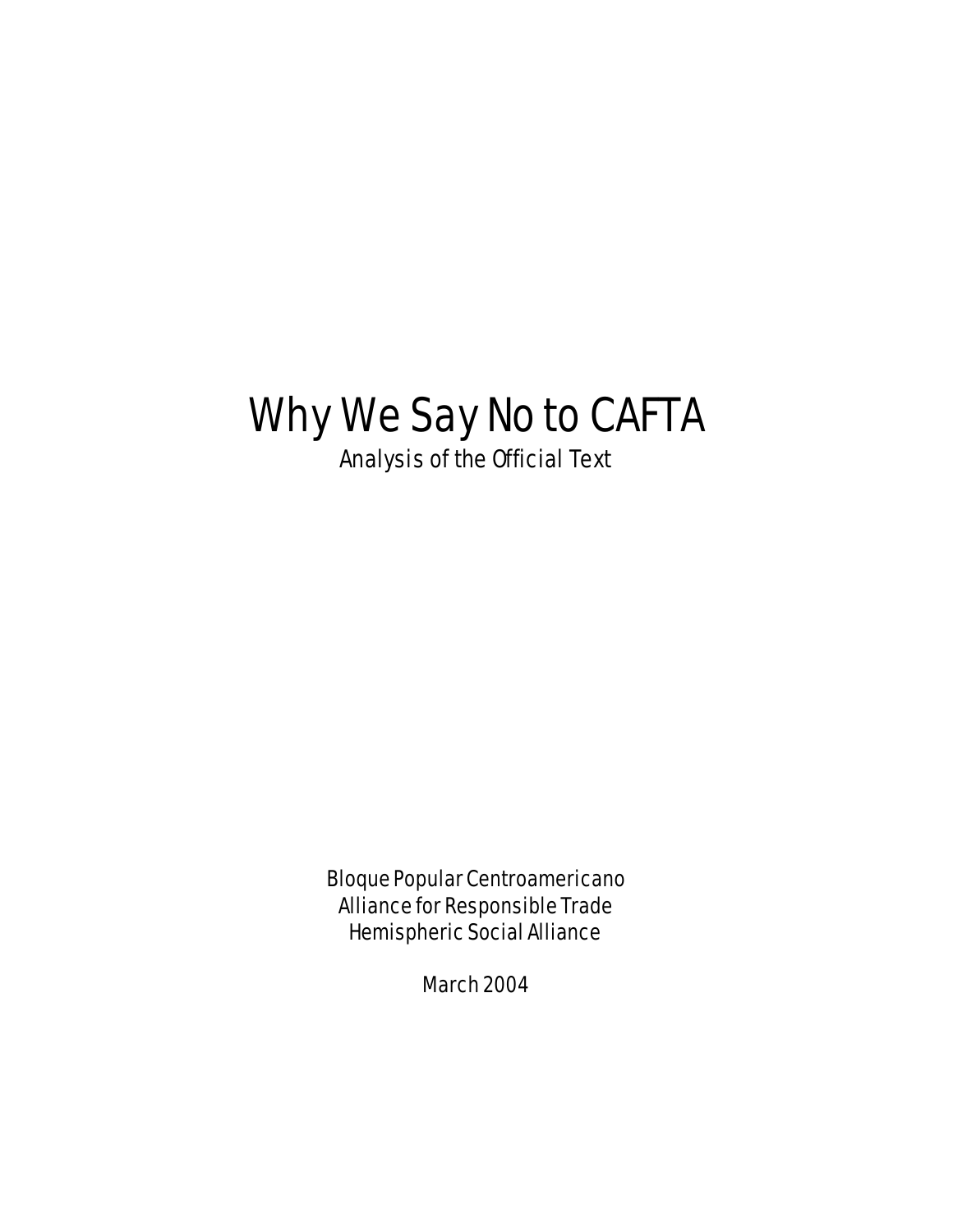# Why We Say No to CAFTA

*Analysis of the Official Text*

Bloque Popular Centroamericano
Alliance for Responsible Trade
Hemispheric Social Alliance

March 2004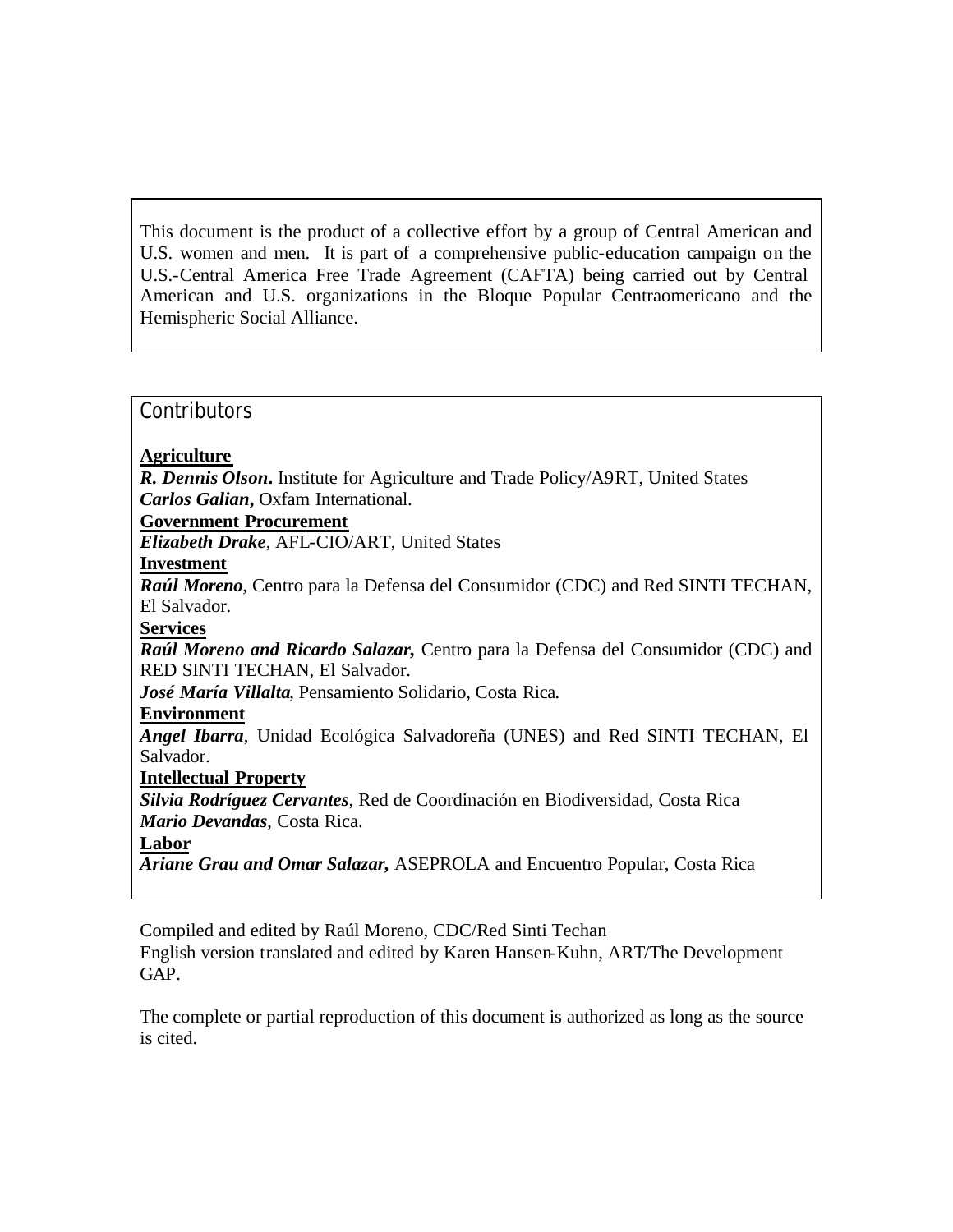This document is the product of a collective effort by a group of Central American and U.S. women and men. It is part of a comprehensive public-education campaign on the U.S.-Central America Free Trade Agreement (CAFTA) being carried out by Central American and U.S. organizations in the Bloque Popular Centraomericano and the Hemispheric Social Alliance.

## Contributors

**Agriculture**

***R. Dennis Olson*.** Institute for Agriculture and Trade Policy/A9RT, United States
***Carlos Galian*,** Oxfam International.

**Government Procurement**

***Elizabeth Drake***, AFL-CIO/ART, United States

**Investment**

***Raúl Moreno***, Centro para la Defensa del Consumidor (CDC) and Red SINTI TECHAN, El Salvador.

**Services**

***Raúl Moreno and Ricardo Salazar,*** Centro para la Defensa del Consumidor (CDC) and RED SINTI TECHAN, El Salvador.
***José María Villalta***, Pensamiento Solidario, Costa Rica.

**Environment**

***Angel Ibarra***, Unidad Ecológica Salvadoreña (UNES) and Red SINTI TECHAN, El Salvador.

**Intellectual Property**

***Silvia Rodríguez Cervantes***, Red de Coordinación en Biodiversidad, Costa Rica
***Mario Devandas***, Costa Rica.

**Labor**

***Ariane Grau and Omar Salazar,*** ASEPROLA and Encuentro Popular, Costa Rica

Compiled and edited by Raúl Moreno, CDC/Red Sinti Techan
English version translated and edited by Karen Hansen-Kuhn, ART/The Development GAP.

The complete or partial reproduction of this document is authorized as long as the source is cited.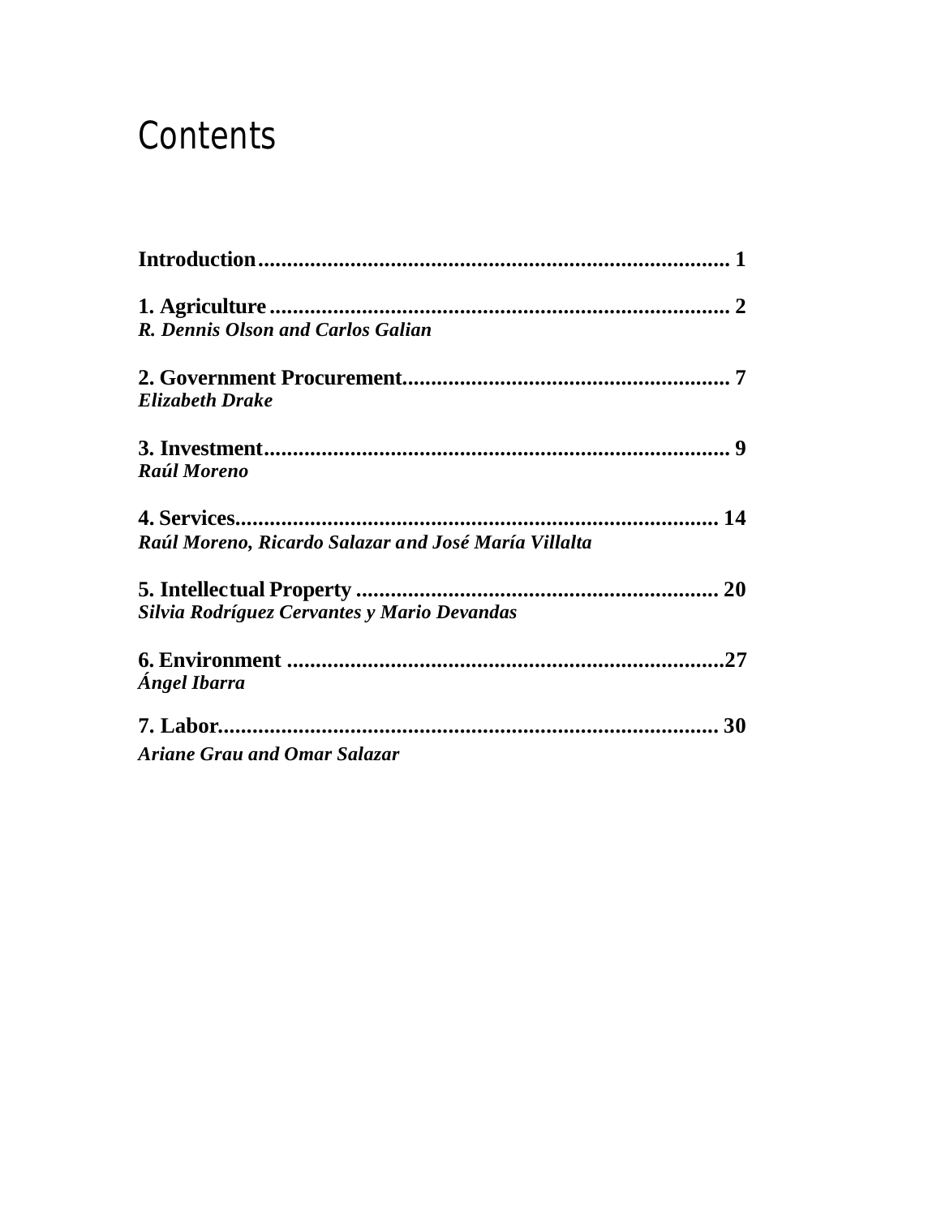# Contents

**Introduction** ................................................................................. 1

**1. Agriculture** ............................................................................... 2
***R. Dennis Olson and Carlos Galian***

**2. Government Procurement** ......................................................... 7
***Elizabeth Drake***

**3. Investment** ................................................................................ 9
***Raúl Moreno***

**4. Services** .................................................................................... 14
***Raúl Moreno, Ricardo Salazar and José María Villalta***

**5. Intellectual Property** ............................................................... 20
***Silvia Rodríguez Cervantes y Mario Devandas***

**6. Environment** ............................................................................ 27
***Ángel Ibarra***

**7. Labor** ......................................................................................... 30
***Ariane Grau and Omar Salazar***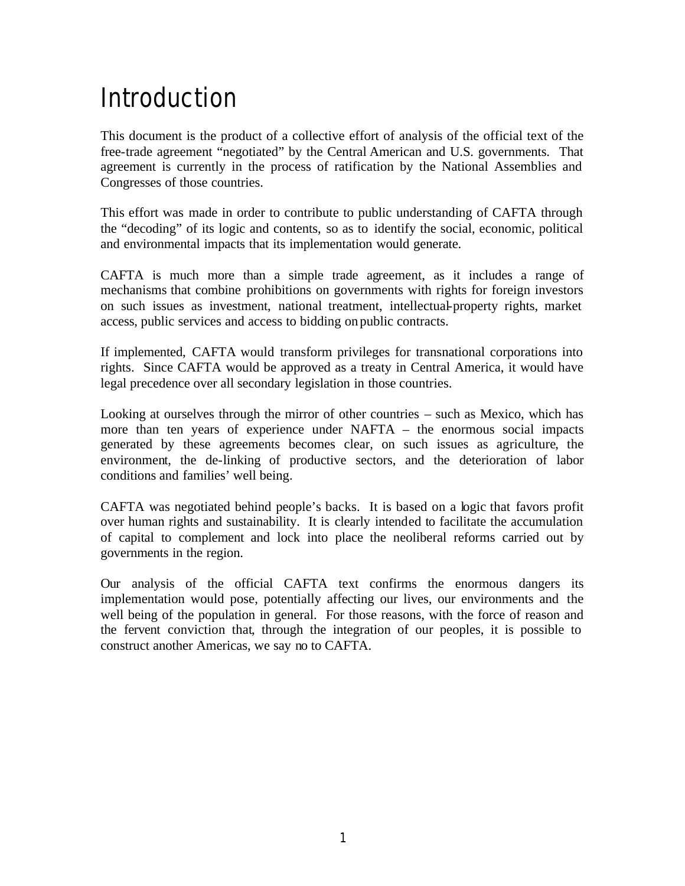# Introduction

This document is the product of a collective effort of analysis of the official text of the free-trade agreement "negotiated" by the Central American and U.S. governments. That agreement is currently in the process of ratification by the National Assemblies and Congresses of those countries.

This effort was made in order to contribute to public understanding of CAFTA through the "decoding" of its logic and contents, so as to identify the social, economic, political and environmental impacts that its implementation would generate.

CAFTA is much more than a simple trade agreement, as it includes a range of mechanisms that combine prohibitions on governments with rights for foreign investors on such issues as investment, national treatment, intellectual-property rights, market access, public services and access to bidding on public contracts.

If implemented, CAFTA would transform privileges for transnational corporations into rights. Since CAFTA would be approved as a treaty in Central America, it would have legal precedence over all secondary legislation in those countries.

Looking at ourselves through the mirror of other countries – such as Mexico, which has more than ten years of experience under NAFTA – the enormous social impacts generated by these agreements becomes clear, on such issues as agriculture, the environment, the de-linking of productive sectors, and the deterioration of labor conditions and families' well being.

CAFTA was negotiated behind people's backs. It is based on a logic that favors profit over human rights and sustainability. It is clearly intended to facilitate the accumulation of capital to complement and lock into place the neoliberal reforms carried out by governments in the region.

Our analysis of the official CAFTA text confirms the enormous dangers its implementation would pose, potentially affecting our lives, our environments and the well being of the population in general. For those reasons, with the force of reason and the fervent conviction that, through the integration of our peoples, it is possible to construct another Americas, we say no to CAFTA.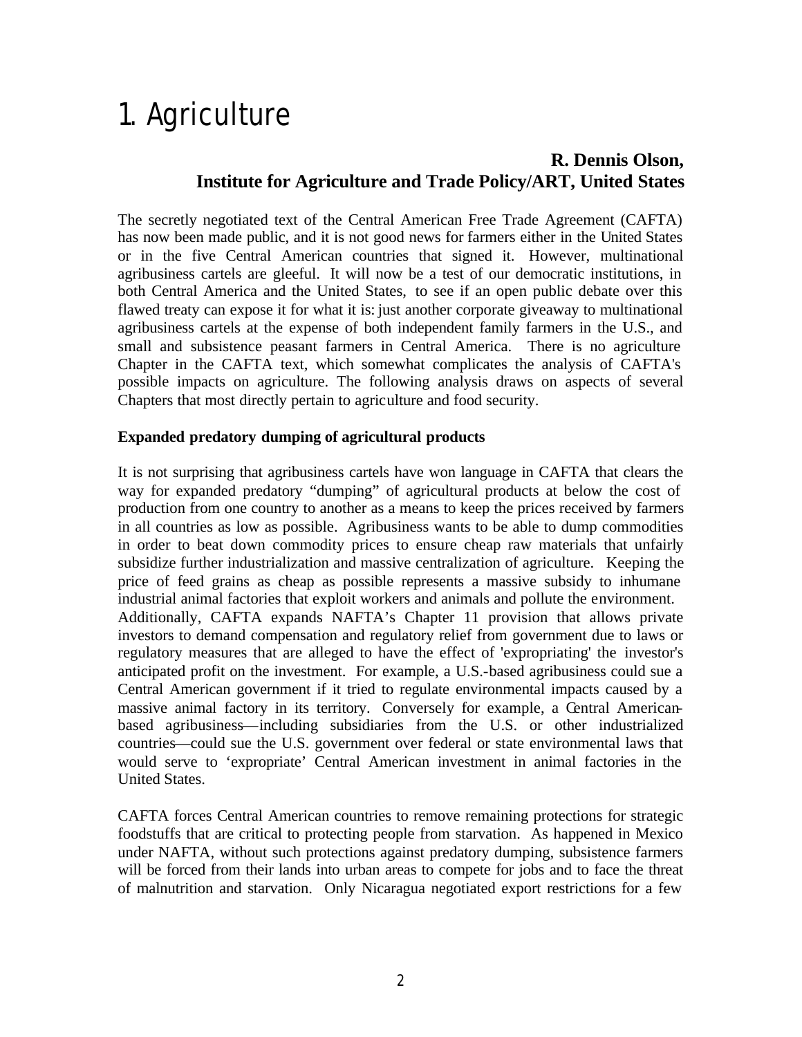# 1. Agriculture

**R. Dennis Olson,**
**Institute for Agriculture and Trade Policy/ART, United States**

The secretly negotiated text of the Central American Free Trade Agreement (CAFTA) has now been made public, and it is not good news for farmers either in the United States or in the five Central American countries that signed it. However, multinational agribusiness cartels are gleeful. It will now be a test of our democratic institutions, in both Central America and the United States, to see if an open public debate over this flawed treaty can expose it for what it is: just another corporate giveaway to multinational agribusiness cartels at the expense of both independent family farmers in the U.S., and small and subsistence peasant farmers in Central America. There is no agriculture Chapter in the CAFTA text, which somewhat complicates the analysis of CAFTA's possible impacts on agriculture. The following analysis draws on aspects of several Chapters that most directly pertain to agriculture and food security.

**Expanded predatory dumping of agricultural products**

It is not surprising that agribusiness cartels have won language in CAFTA that clears the way for expanded predatory "dumping" of agricultural products at below the cost of production from one country to another as a means to keep the prices received by farmers in all countries as low as possible. Agribusiness wants to be able to dump commodities in order to beat down commodity prices to ensure cheap raw materials that unfairly subsidize further industrialization and massive centralization of agriculture. Keeping the price of feed grains as cheap as possible represents a massive subsidy to inhumane industrial animal factories that exploit workers and animals and pollute the environment. Additionally, CAFTA expands NAFTA's Chapter 11 provision that allows private investors to demand compensation and regulatory relief from government due to laws or regulatory measures that are alleged to have the effect of 'expropriating' the investor's anticipated profit on the investment. For example, a U.S.-based agribusiness could sue a Central American government if it tried to regulate environmental impacts caused by a massive animal factory in its territory. Conversely for example, a Central American-based agribusiness—including subsidiaries from the U.S. or other industrialized countries—could sue the U.S. government over federal or state environmental laws that would serve to 'expropriate' Central American investment in animal factories in the United States.

CAFTA forces Central American countries to remove remaining protections for strategic foodstuffs that are critical to protecting people from starvation. As happened in Mexico under NAFTA, without such protections against predatory dumping, subsistence farmers will be forced from their lands into urban areas to compete for jobs and to face the threat of malnutrition and starvation. Only Nicaragua negotiated export restrictions for a few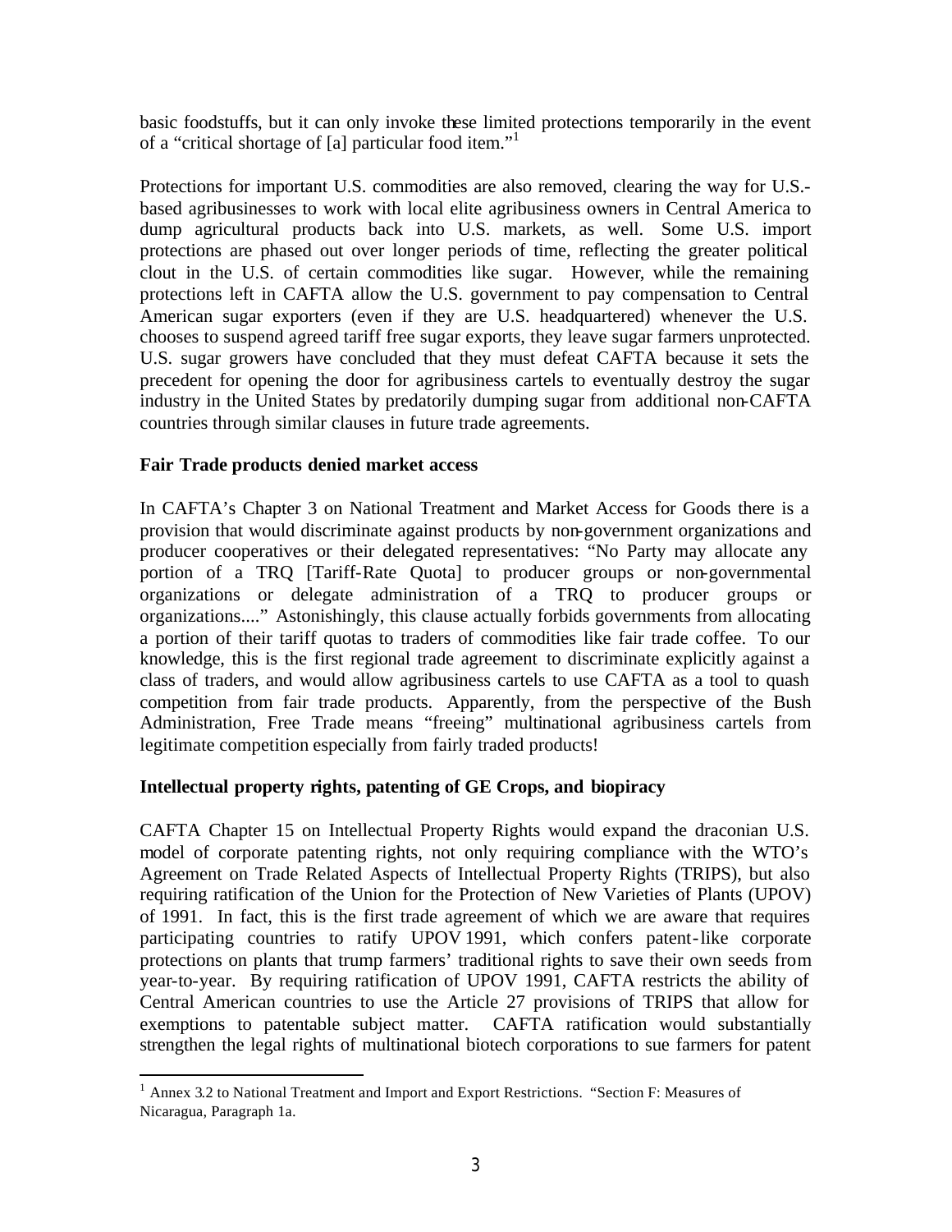basic foodstuffs, but it can only invoke these limited protections temporarily in the event of a "critical shortage of [a] particular food item."[1]

Protections for important U.S. commodities are also removed, clearing the way for U.S.-based agribusinesses to work with local elite agribusiness owners in Central America to dump agricultural products back into U.S. markets, as well. Some U.S. import protections are phased out over longer periods of time, reflecting the greater political clout in the U.S. of certain commodities like sugar. However, while the remaining protections left in CAFTA allow the U.S. government to pay compensation to Central American sugar exporters (even if they are U.S. headquartered) whenever the U.S. chooses to suspend agreed tariff free sugar exports, they leave sugar farmers unprotected. U.S. sugar growers have concluded that they must defeat CAFTA because it sets the precedent for opening the door for agribusiness cartels to eventually destroy the sugar industry in the United States by predatorily dumping sugar from additional non-CAFTA countries through similar clauses in future trade agreements.

**Fair Trade products denied market access**

In CAFTA's Chapter 3 on National Treatment and Market Access for Goods there is a provision that would discriminate against products by non-government organizations and producer cooperatives or their delegated representatives: "No Party may allocate any portion of a TRQ [Tariff-Rate Quota] to producer groups or non-governmental organizations or delegate administration of a TRQ to producer groups or organizations...." Astonishingly, this clause actually forbids governments from allocating a portion of their tariff quotas to traders of commodities like fair trade coffee. To our knowledge, this is the first regional trade agreement to discriminate explicitly against a class of traders, and would allow agribusiness cartels to use CAFTA as a tool to quash competition from fair trade products. Apparently, from the perspective of the Bush Administration, Free Trade means "freeing" multinational agribusiness cartels from legitimate competition especially from fairly traded products!

**Intellectual property rights, patenting of GE Crops, and biopiracy**

CAFTA Chapter 15 on Intellectual Property Rights would expand the draconian U.S. model of corporate patenting rights, not only requiring compliance with the WTO's Agreement on Trade Related Aspects of Intellectual Property Rights (TRIPS), but also requiring ratification of the Union for the Protection of New Varieties of Plants (UPOV) of 1991. In fact, this is the first trade agreement of which we are aware that requires participating countries to ratify UPOV 1991, which confers patent-like corporate protections on plants that trump farmers' traditional rights to save their own seeds from year-to-year. By requiring ratification of UPOV 1991, CAFTA restricts the ability of Central American countries to use the Article 27 provisions of TRIPS that allow for exemptions to patentable subject matter. CAFTA ratification would substantially strengthen the legal rights of multinational biotech corporations to sue farmers for patent

---

[1] Annex 3.2 to National Treatment and Import and Export Restrictions. "Section F: Measures of Nicaragua, Paragraph 1a.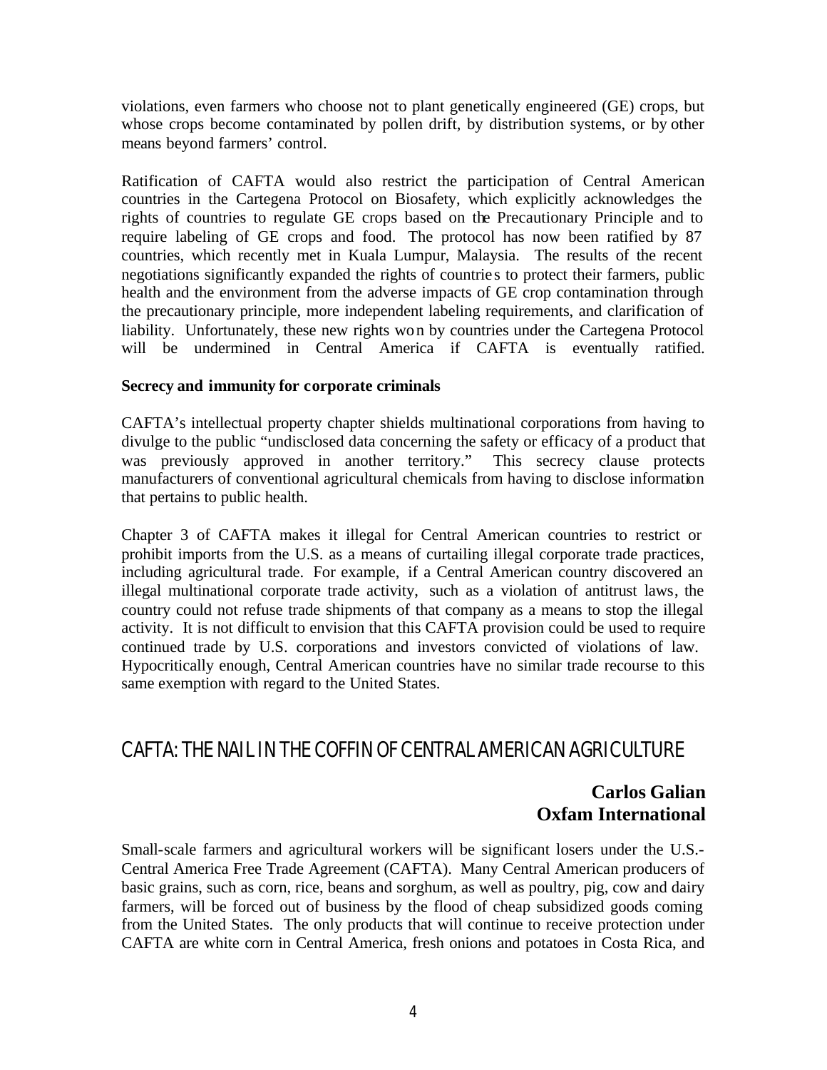violations, even farmers who choose not to plant genetically engineered (GE) crops, but whose crops become contaminated by pollen drift, by distribution systems, or by other means beyond farmers' control.

Ratification of CAFTA would also restrict the participation of Central American countries in the Cartegena Protocol on Biosafety, which explicitly acknowledges the rights of countries to regulate GE crops based on the Precautionary Principle and to require labeling of GE crops and food. The protocol has now been ratified by 87 countries, which recently met in Kuala Lumpur, Malaysia. The results of the recent negotiations significantly expanded the rights of countries to protect their farmers, public health and the environment from the adverse impacts of GE crop contamination through the precautionary principle, more independent labeling requirements, and clarification of liability. Unfortunately, these new rights won by countries under the Cartegena Protocol will be undermined in Central America if CAFTA is eventually ratified.

**Secrecy and immunity for corporate criminals**

CAFTA's intellectual property chapter shields multinational corporations from having to divulge to the public "undisclosed data concerning the safety or efficacy of a product that was previously approved in another territory." This secrecy clause protects manufacturers of conventional agricultural chemicals from having to disclose information that pertains to public health.

Chapter 3 of CAFTA makes it illegal for Central American countries to restrict or prohibit imports from the U.S. as a means of curtailing illegal corporate trade practices, including agricultural trade. For example, if a Central American country discovered an illegal multinational corporate trade activity, such as a violation of antitrust laws, the country could not refuse trade shipments of that company as a means to stop the illegal activity. It is not difficult to envision that this CAFTA provision could be used to require continued trade by U.S. corporations and investors convicted of violations of law. Hypocritically enough, Central American countries have no similar trade recourse to this same exemption with regard to the United States.

## CAFTA: THE NAIL IN THE COFFIN OF CENTRAL AMERICAN AGRICULTURE

**Carlos Galian**
**Oxfam International**

Small-scale farmers and agricultural workers will be significant losers under the U.S.-Central America Free Trade Agreement (CAFTA). Many Central American producers of basic grains, such as corn, rice, beans and sorghum, as well as poultry, pig, cow and dairy farmers, will be forced out of business by the flood of cheap subsidized goods coming from the United States. The only products that will continue to receive protection under CAFTA are white corn in Central America, fresh onions and potatoes in Costa Rica, and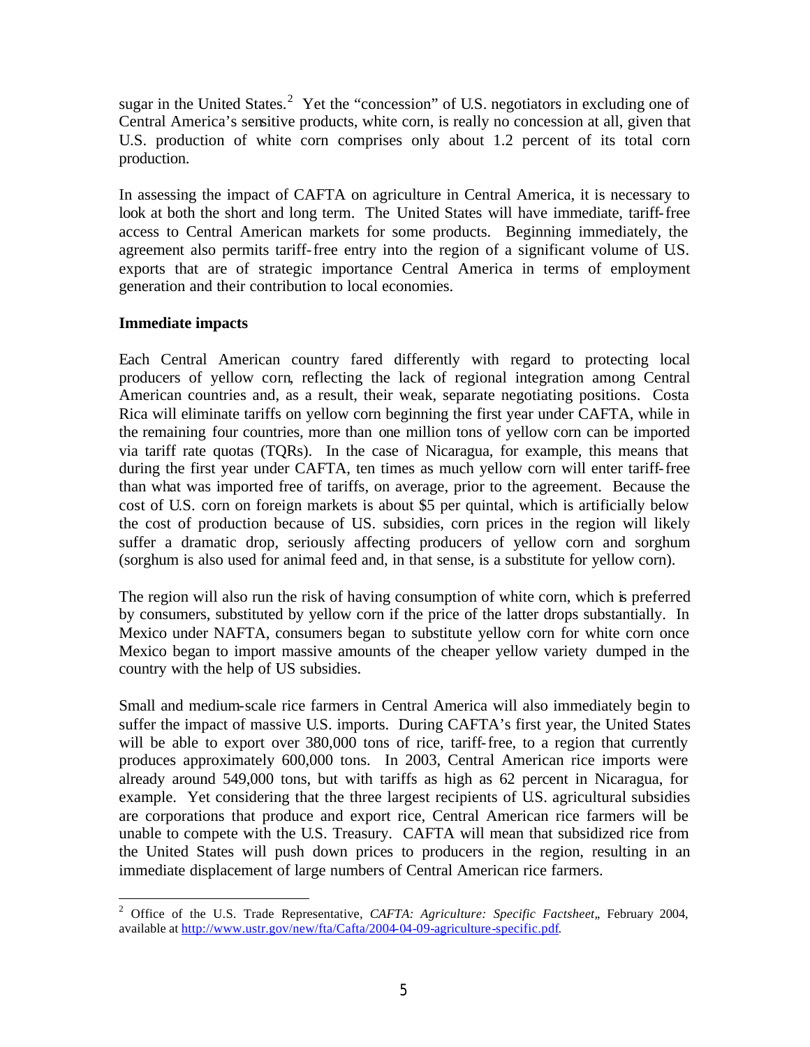sugar in the United States.[2] Yet the "concession" of U.S. negotiators in excluding one of Central America's sensitive products, white corn, is really no concession at all, given that U.S. production of white corn comprises only about 1.2 percent of its total corn production.

In assessing the impact of CAFTA on agriculture in Central America, it is necessary to look at both the short and long term. The United States will have immediate, tariff-free access to Central American markets for some products. Beginning immediately, the agreement also permits tariff-free entry into the region of a significant volume of U.S. exports that are of strategic importance Central America in terms of employment generation and their contribution to local economies.

**Immediate impacts**

Each Central American country fared differently with regard to protecting local producers of yellow corn, reflecting the lack of regional integration among Central American countries and, as a result, their weak, separate negotiating positions. Costa Rica will eliminate tariffs on yellow corn beginning the first year under CAFTA, while in the remaining four countries, more than one million tons of yellow corn can be imported via tariff rate quotas (TQRs). In the case of Nicaragua, for example, this means that during the first year under CAFTA, ten times as much yellow corn will enter tariff-free than what was imported free of tariffs, on average, prior to the agreement. Because the cost of U.S. corn on foreign markets is about $5 per quintal, which is artificially below the cost of production because of U.S. subsidies, corn prices in the region will likely suffer a dramatic drop, seriously affecting producers of yellow corn and sorghum (sorghum is also used for animal feed and, in that sense, is a substitute for yellow corn).

The region will also run the risk of having consumption of white corn, which is preferred by consumers, substituted by yellow corn if the price of the latter drops substantially. In Mexico under NAFTA, consumers began to substitute yellow corn for white corn once Mexico began to import massive amounts of the cheaper yellow variety dumped in the country with the help of US subsidies.

Small and medium-scale rice farmers in Central America will also immediately begin to suffer the impact of massive U.S. imports. During CAFTA's first year, the United States will be able to export over 380,000 tons of rice, tariff-free, to a region that currently produces approximately 600,000 tons. In 2003, Central American rice imports were already around 549,000 tons, but with tariffs as high as 62 percent in Nicaragua, for example. Yet considering that the three largest recipients of U.S. agricultural subsidies are corporations that produce and export rice, Central American rice farmers will be unable to compete with the U.S. Treasury. CAFTA will mean that subsidized rice from the United States will push down prices to producers in the region, resulting in an immediate displacement of large numbers of Central American rice farmers.

---

[2] Office of the U.S. Trade Representative, *CAFTA: Agriculture: Specific Factsheet*, February 2004, available at http://www.ustr.gov/new/fta/Cafta/2004-04-09-agriculture-specific.pdf.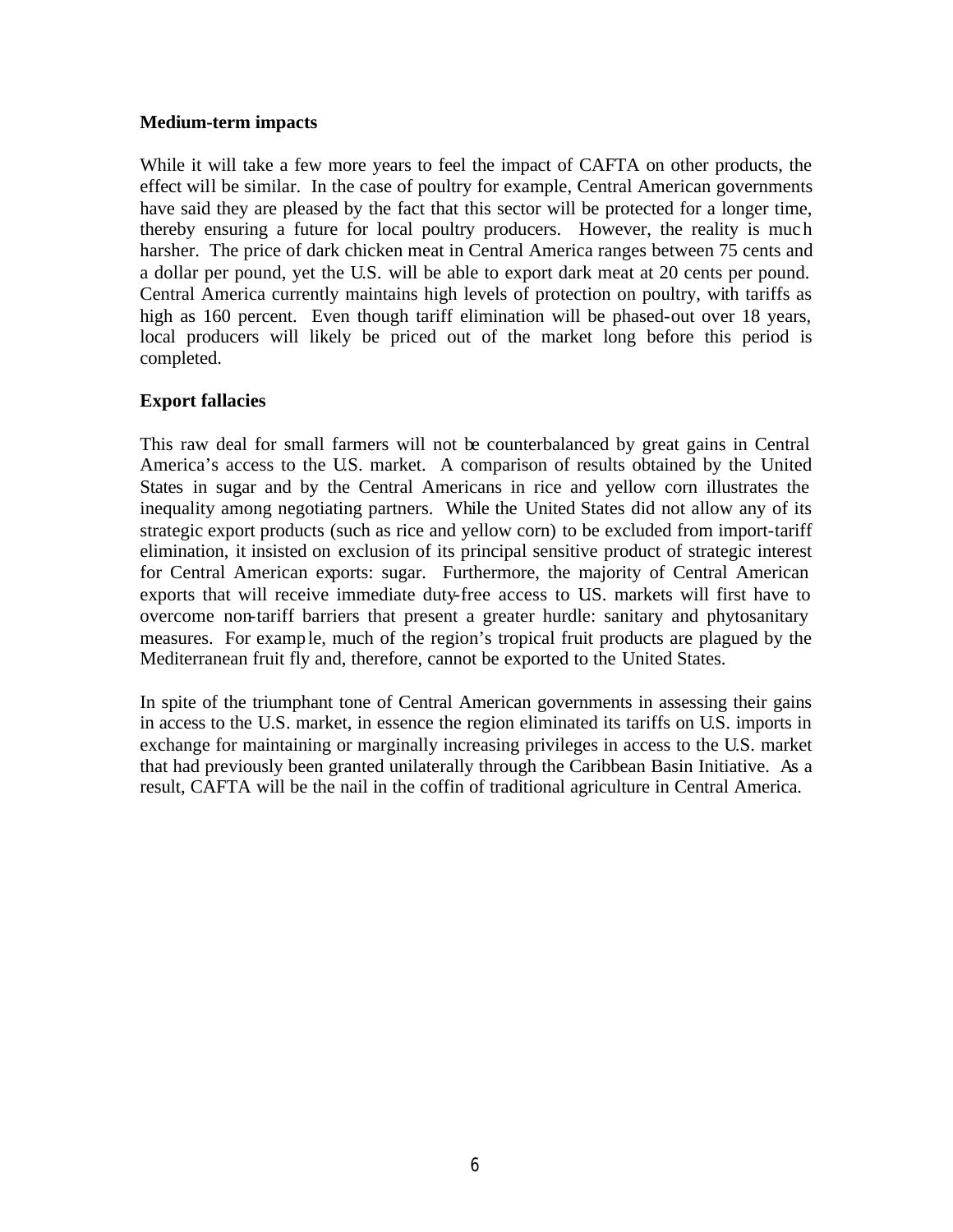**Medium-term impacts**

While it will take a few more years to feel the impact of CAFTA on other products, the effect will be similar. In the case of poultry for example, Central American governments have said they are pleased by the fact that this sector will be protected for a longer time, thereby ensuring a future for local poultry producers. However, the reality is much harsher. The price of dark chicken meat in Central America ranges between 75 cents and a dollar per pound, yet the U.S. will be able to export dark meat at 20 cents per pound. Central America currently maintains high levels of protection on poultry, with tariffs as high as 160 percent. Even though tariff elimination will be phased-out over 18 years, local producers will likely be priced out of the market long before this period is completed.

**Export fallacies**

This raw deal for small farmers will not be counterbalanced by great gains in Central America's access to the U.S. market. A comparison of results obtained by the United States in sugar and by the Central Americans in rice and yellow corn illustrates the inequality among negotiating partners. While the United States did not allow any of its strategic export products (such as rice and yellow corn) to be excluded from import-tariff elimination, it insisted on exclusion of its principal sensitive product of strategic interest for Central American exports: sugar. Furthermore, the majority of Central American exports that will receive immediate duty-free access to U.S. markets will first have to overcome non-tariff barriers that present a greater hurdle: sanitary and phytosanitary measures. For example, much of the region's tropical fruit products are plagued by the Mediterranean fruit fly and, therefore, cannot be exported to the United States.

In spite of the triumphant tone of Central American governments in assessing their gains in access to the U.S. market, in essence the region eliminated its tariffs on U.S. imports in exchange for maintaining or marginally increasing privileges in access to the U.S. market that had previously been granted unilaterally through the Caribbean Basin Initiative. As a result, CAFTA will be the nail in the coffin of traditional agriculture in Central America.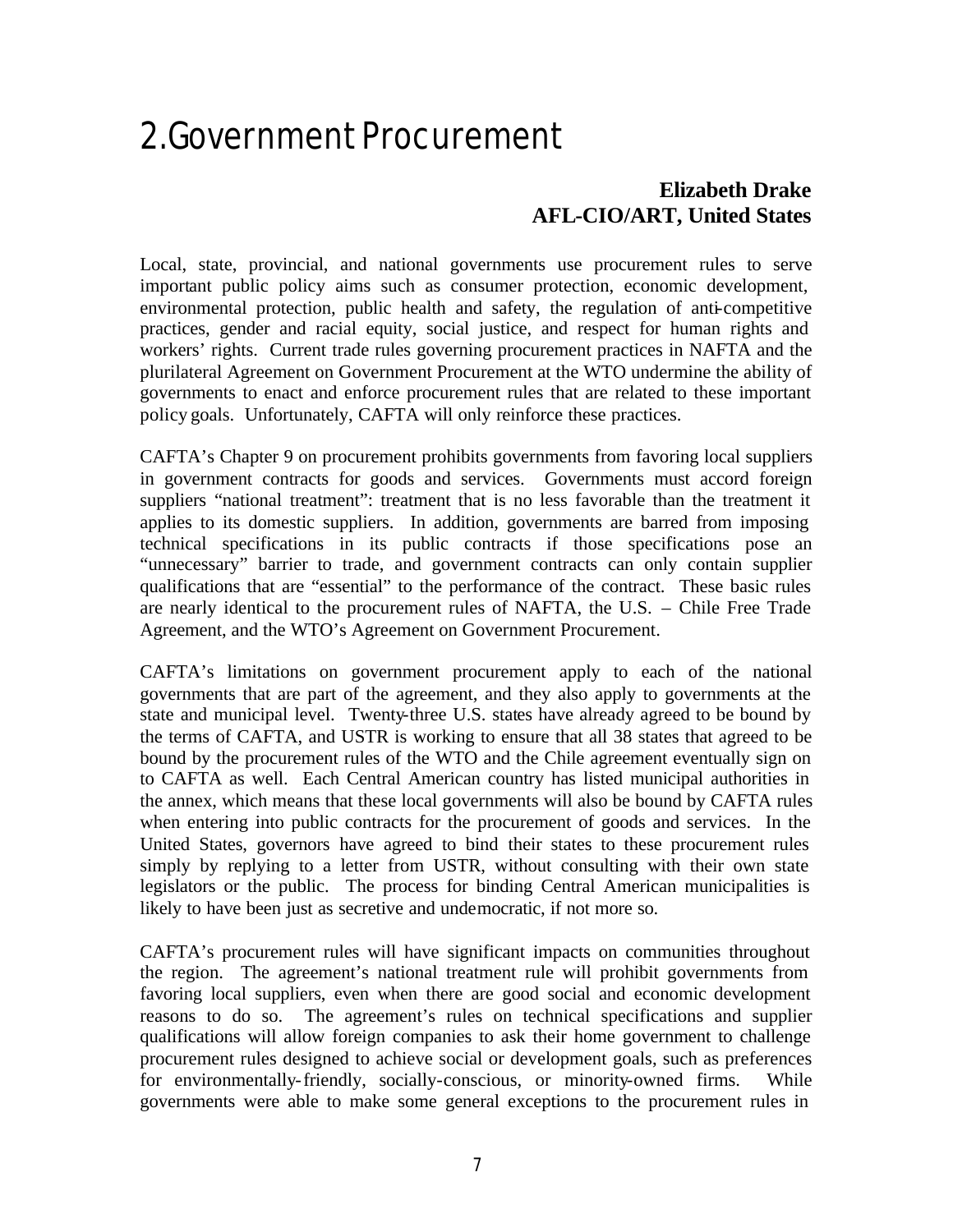# 2. Government Procurement

**Elizabeth Drake**
**AFL-CIO/ART, United States**

Local, state, provincial, and national governments use procurement rules to serve important public policy aims such as consumer protection, economic development, environmental protection, public health and safety, the regulation of anti-competitive practices, gender and racial equity, social justice, and respect for human rights and workers' rights. Current trade rules governing procurement practices in NAFTA and the plurilateral Agreement on Government Procurement at the WTO undermine the ability of governments to enact and enforce procurement rules that are related to these important policy goals. Unfortunately, CAFTA will only reinforce these practices.

CAFTA's Chapter 9 on procurement prohibits governments from favoring local suppliers in government contracts for goods and services. Governments must accord foreign suppliers "national treatment": treatment that is no less favorable than the treatment it applies to its domestic suppliers. In addition, governments are barred from imposing technical specifications in its public contracts if those specifications pose an "unnecessary" barrier to trade, and government contracts can only contain supplier qualifications that are "essential" to the performance of the contract. These basic rules are nearly identical to the procurement rules of NAFTA, the U.S. – Chile Free Trade Agreement, and the WTO's Agreement on Government Procurement.

CAFTA's limitations on government procurement apply to each of the national governments that are part of the agreement, and they also apply to governments at the state and municipal level. Twenty-three U.S. states have already agreed to be bound by the terms of CAFTA, and USTR is working to ensure that all 38 states that agreed to be bound by the procurement rules of the WTO and the Chile agreement eventually sign on to CAFTA as well. Each Central American country has listed municipal authorities in the annex, which means that these local governments will also be bound by CAFTA rules when entering into public contracts for the procurement of goods and services. In the United States, governors have agreed to bind their states to these procurement rules simply by replying to a letter from USTR, without consulting with their own state legislators or the public. The process for binding Central American municipalities is likely to have been just as secretive and undemocratic, if not more so.

CAFTA's procurement rules will have significant impacts on communities throughout the region. The agreement's national treatment rule will prohibit governments from favoring local suppliers, even when there are good social and economic development reasons to do so. The agreement's rules on technical specifications and supplier qualifications will allow foreign companies to ask their home government to challenge procurement rules designed to achieve social or development goals, such as preferences for environmentally-friendly, socially-conscious, or minority-owned firms. While governments were able to make some general exceptions to the procurement rules in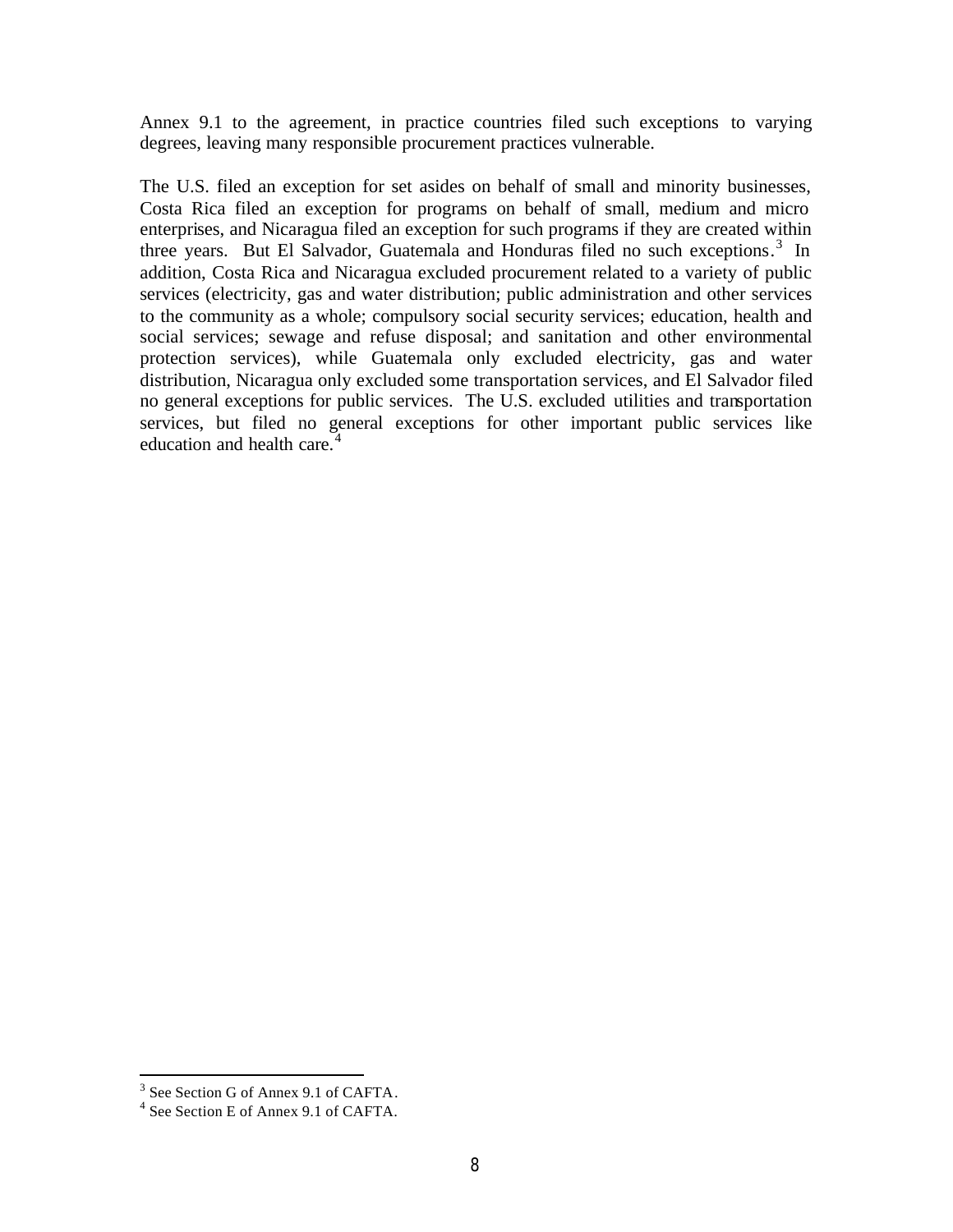Annex 9.1 to the agreement, in practice countries filed such exceptions to varying degrees, leaving many responsible procurement practices vulnerable.

The U.S. filed an exception for set asides on behalf of small and minority businesses, Costa Rica filed an exception for programs on behalf of small, medium and micro enterprises, and Nicaragua filed an exception for such programs if they are created within three years. But El Salvador, Guatemala and Honduras filed no such exceptions.[3] In addition, Costa Rica and Nicaragua excluded procurement related to a variety of public services (electricity, gas and water distribution; public administration and other services to the community as a whole; compulsory social security services; education, health and social services; sewage and refuse disposal; and sanitation and other environmental protection services), while Guatemala only excluded electricity, gas and water distribution, Nicaragua only excluded some transportation services, and El Salvador filed no general exceptions for public services. The U.S. excluded utilities and transportation services, but filed no general exceptions for other important public services like education and health care.[4]

---

[3] See Section G of Annex 9.1 of CAFTA.

[4] See Section E of Annex 9.1 of CAFTA.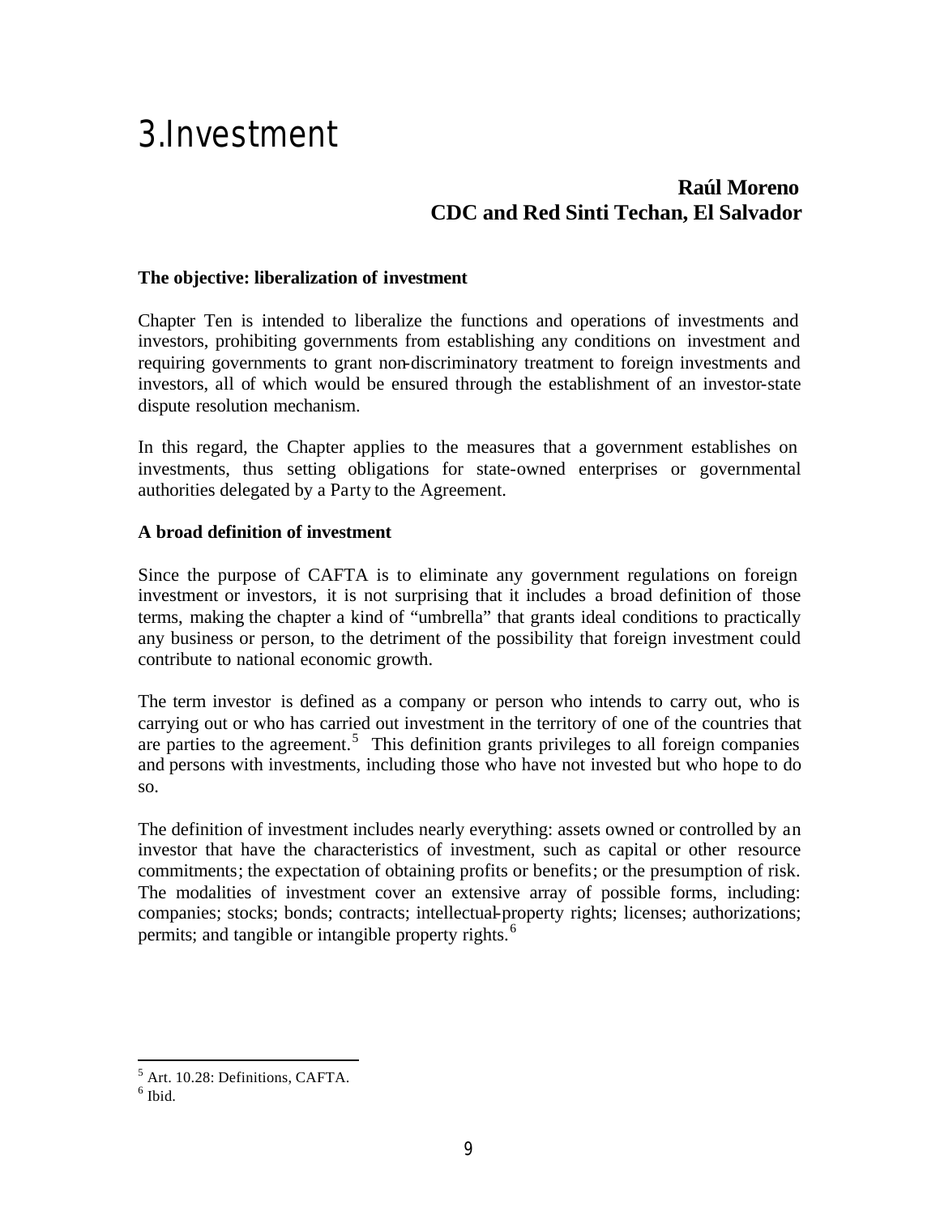# 3.Investment

**Raúl Moreno**
**CDC and Red Sinti Techan, El Salvador**

**The objective: liberalization of investment**

Chapter Ten is intended to liberalize the functions and operations of investments and investors, prohibiting governments from establishing any conditions on investment and requiring governments to grant non-discriminatory treatment to foreign investments and investors, all of which would be ensured through the establishment of an investor-state dispute resolution mechanism.

In this regard, the Chapter applies to the measures that a government establishes on investments, thus setting obligations for state-owned enterprises or governmental authorities delegated by a Party to the Agreement.

**A broad definition of investment**

Since the purpose of CAFTA is to eliminate any government regulations on foreign investment or investors, it is not surprising that it includes a broad definition of those terms, making the chapter a kind of "umbrella" that grants ideal conditions to practically any business or person, to the detriment of the possibility that foreign investment could contribute to national economic growth.

The term investor is defined as a company or person who intends to carry out, who is carrying out or who has carried out investment in the territory of one of the countries that are parties to the agreement.[5] This definition grants privileges to all foreign companies and persons with investments, including those who have not invested but who hope to do so.

The definition of investment includes nearly everything: assets owned or controlled by an investor that have the characteristics of investment, such as capital or other resource commitments; the expectation of obtaining profits or benefits; or the presumption of risk. The modalities of investment cover an extensive array of possible forms, including: companies; stocks; bonds; contracts; intellectual-property rights; licenses; authorizations; permits; and tangible or intangible property rights.[6]

---

[5] Art. 10.28: Definitions, CAFTA.
[6] Ibid.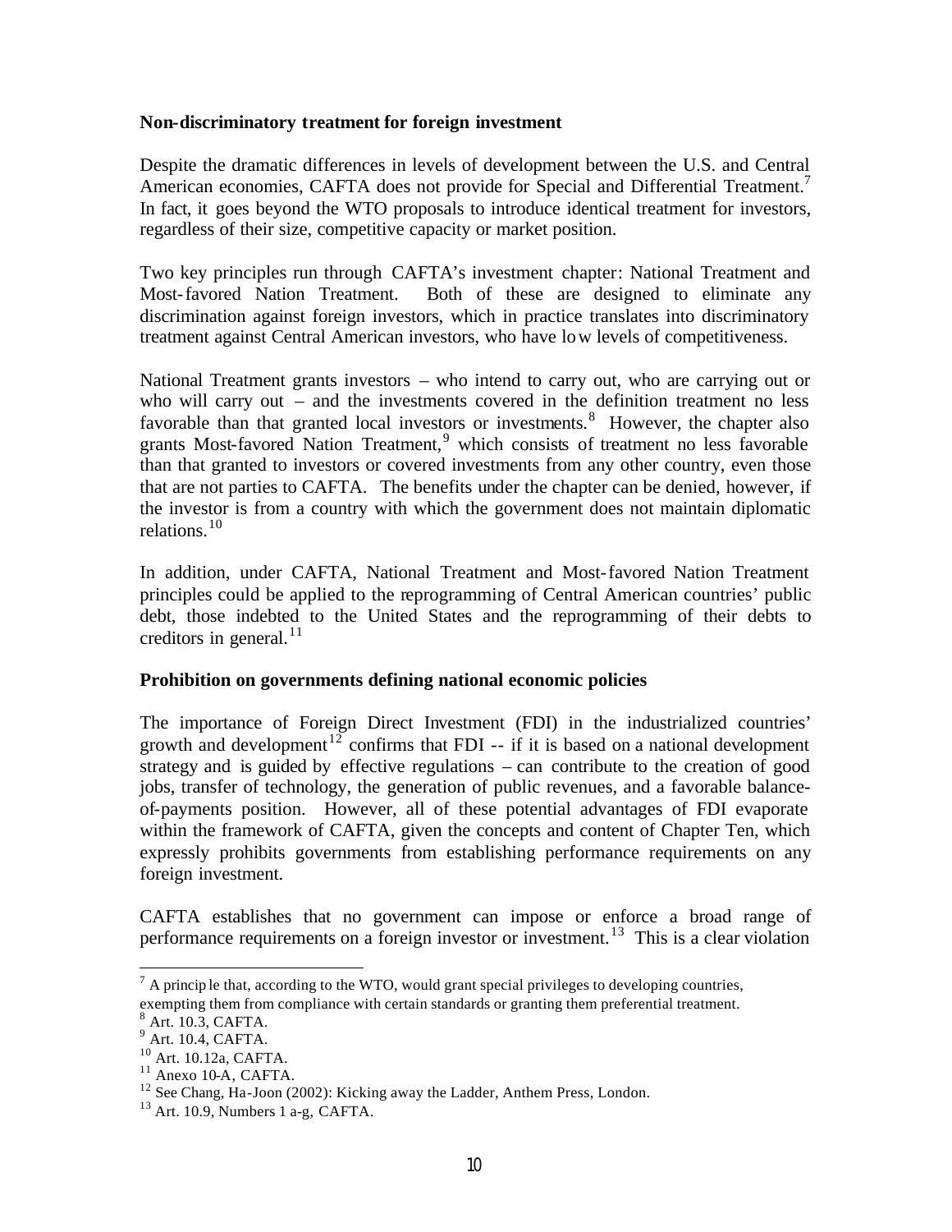**Non-discriminatory treatment for foreign investment**

Despite the dramatic differences in levels of development between the U.S. and Central American economies, CAFTA does not provide for Special and Differential Treatment.[7] In fact, it goes beyond the WTO proposals to introduce identical treatment for investors, regardless of their size, competitive capacity or market position.

Two key principles run through CAFTA's investment chapter: National Treatment and Most-favored Nation Treatment. Both of these are designed to eliminate any discrimination against foreign investors, which in practice translates into discriminatory treatment against Central American investors, who have low levels of competitiveness.

National Treatment grants investors – who intend to carry out, who are carrying out or who will carry out – and the investments covered in the definition treatment no less favorable than that granted local investors or investments.[8] However, the chapter also grants Most-favored Nation Treatment,[9] which consists of treatment no less favorable than that granted to investors or covered investments from any other country, even those that are not parties to CAFTA. The benefits under the chapter can be denied, however, if the investor is from a country with which the government does not maintain diplomatic relations.[10]

In addition, under CAFTA, National Treatment and Most-favored Nation Treatment principles could be applied to the reprogramming of Central American countries' public debt, those indebted to the United States and the reprogramming of their debts to creditors in general.[11]

**Prohibition on governments defining national economic policies**

The importance of Foreign Direct Investment (FDI) in the industrialized countries' growth and development[12] confirms that FDI -- if it is based on a national development strategy and is guided by effective regulations – can contribute to the creation of good jobs, transfer of technology, the generation of public revenues, and a favorable balance-of-payments position. However, all of these potential advantages of FDI evaporate within the framework of CAFTA, given the concepts and content of Chapter Ten, which expressly prohibits governments from establishing performance requirements on any foreign investment.

CAFTA establishes that no government can impose or enforce a broad range of performance requirements on a foreign investor or investment.[13] This is a clear violation

---

[7] A principle that, according to the WTO, would grant special privileges to developing countries, exempting them from compliance with certain standards or granting them preferential treatment.

[8] Art. 10.3, CAFTA.

[9] Art. 10.4, CAFTA.

[10] Art. 10.12a, CAFTA.

[11] Anexo 10-A, CAFTA.

[12] See Chang, Ha-Joon (2002): Kicking away the Ladder, Anthem Press, London.

[13] Art. 10.9, Numbers 1 a-g, CAFTA.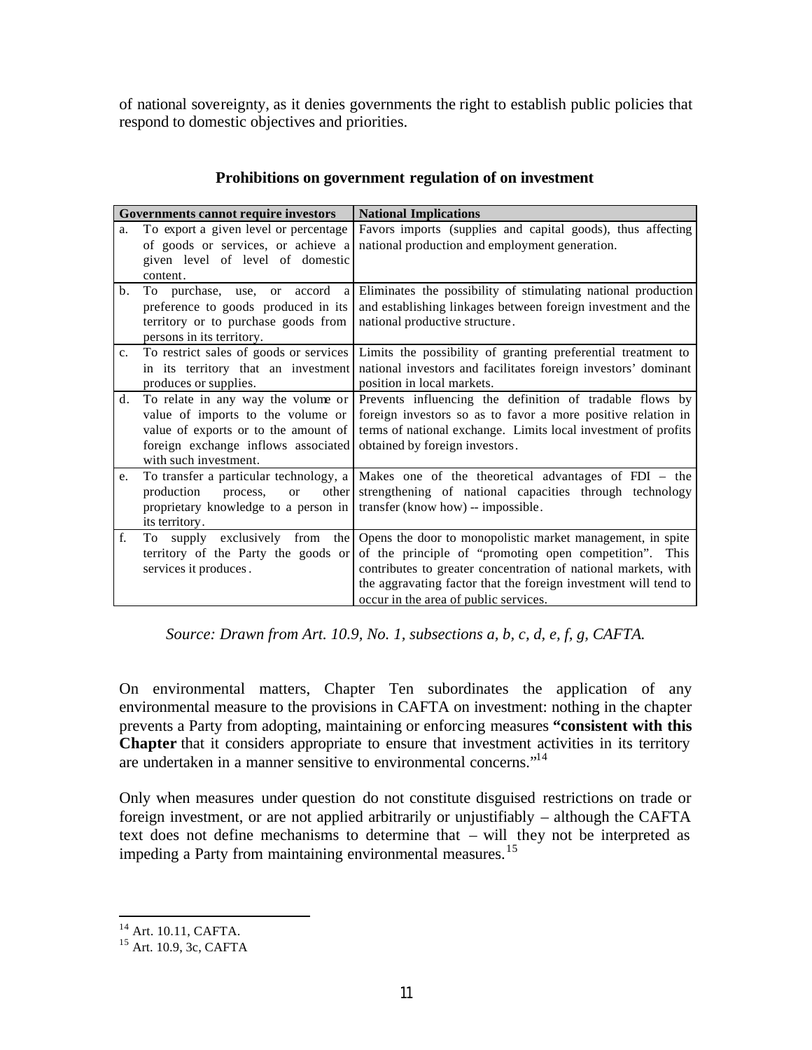of national sovereignty, as it denies governments the right to establish public policies that respond to domestic objectives and priorities.

**Prohibitions on government regulation of on investment**

| Governments cannot require investors | National Implications |
|---|---|
| a. To export a given level or percentage of goods or services, or achieve a given level of level of domestic content. | Favors imports (supplies and capital goods), thus affecting national production and employment generation. |
| b. To purchase, use, or accord a preference to goods produced in its territory or to purchase goods from persons in its territory. | Eliminates the possibility of stimulating national production and establishing linkages between foreign investment and the national productive structure. |
| c. To restrict sales of goods or services in its territory that an investment produces or supplies. | Limits the possibility of granting preferential treatment to national investors and facilitates foreign investors' dominant position in local markets. |
| d. To relate in any way the volume or value of imports to the volume or value of exports or to the amount of foreign exchange inflows associated with such investment. | Prevents influencing the definition of tradable flows by foreign investors so as to favor a more positive relation in terms of national exchange. Limits local investment of profits obtained by foreign investors. |
| e. To transfer a particular technology, a production process, or other proprietary knowledge to a person in its territory. | Makes one of the theoretical advantages of FDI – the strengthening of national capacities through technology transfer (know how) -- impossible. |
| f. To supply exclusively from the territory of the Party the goods or services it produces. | Opens the door to monopolistic market management, in spite of the principle of "promoting open competition". This contributes to greater concentration of national markets, with the aggravating factor that the foreign investment will tend to occur in the area of public services. |

*Source: Drawn from Art. 10.9, No. 1, subsections a, b, c, d, e, f, g, CAFTA.*

On environmental matters, Chapter Ten subordinates the application of any environmental measure to the provisions in CAFTA on investment: nothing in the chapter prevents a Party from adopting, maintaining or enforcing measures **"consistent with this Chapter** that it considers appropriate to ensure that investment activities in its territory are undertaken in a manner sensitive to environmental concerns."[14]

Only when measures under question do not constitute disguised restrictions on trade or foreign investment, or are not applied arbitrarily or unjustifiably – although the CAFTA text does not define mechanisms to determine that – will they not be interpreted as impeding a Party from maintaining environmental measures.[15]

[14] Art. 10.11, CAFTA.

[15] Art. 10.9, 3c, CAFTA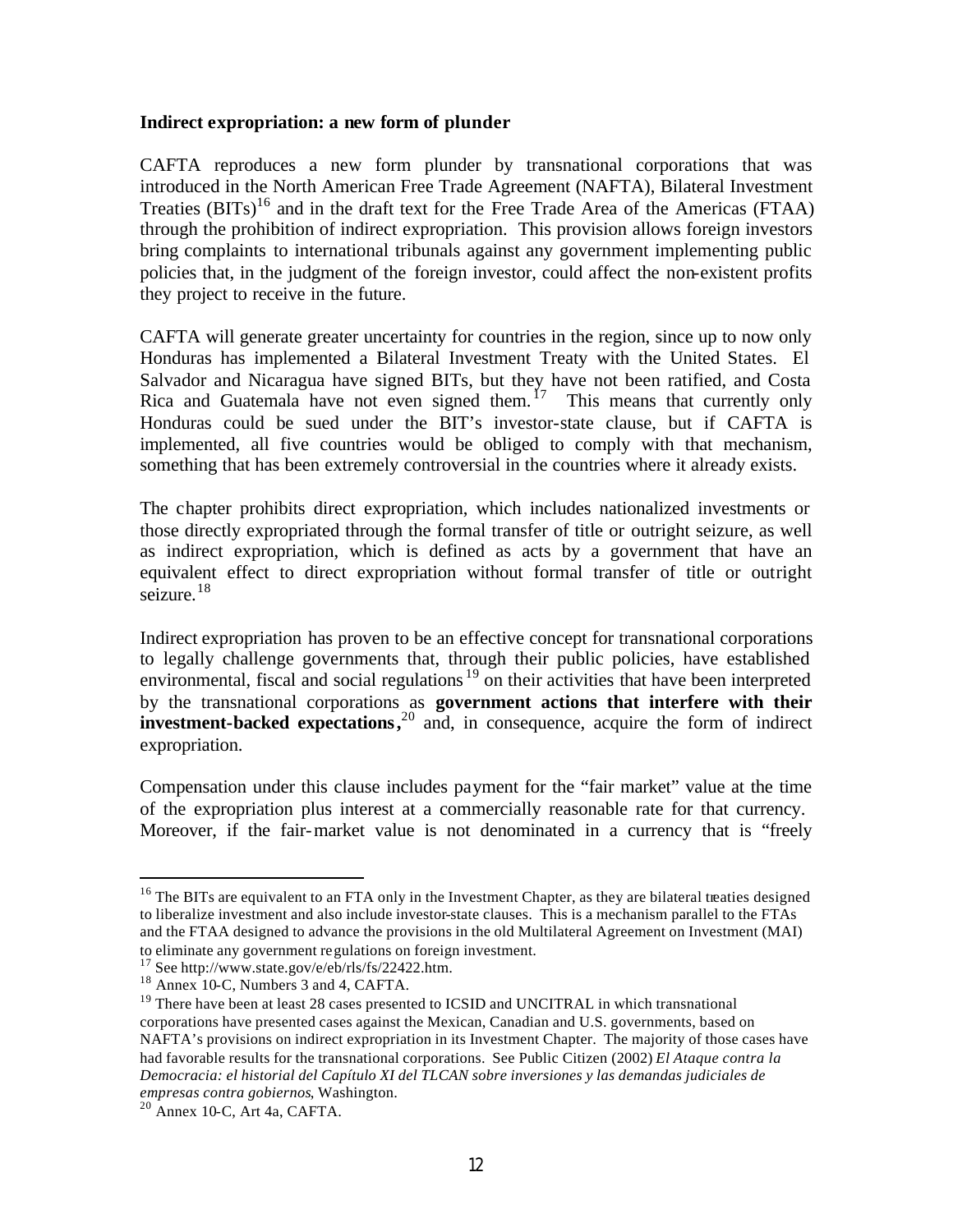**Indirect expropriation: a new form of plunder**

CAFTA reproduces a new form plunder by transnational corporations that was introduced in the North American Free Trade Agreement (NAFTA), Bilateral Investment Treaties (BITs)[16] and in the draft text for the Free Trade Area of the Americas (FTAA) through the prohibition of indirect expropriation. This provision allows foreign investors bring complaints to international tribunals against any government implementing public policies that, in the judgment of the foreign investor, could affect the non-existent profits they project to receive in the future.

CAFTA will generate greater uncertainty for countries in the region, since up to now only Honduras has implemented a Bilateral Investment Treaty with the United States. El Salvador and Nicaragua have signed BITs, but they have not been ratified, and Costa Rica and Guatemala have not even signed them.[17] This means that currently only Honduras could be sued under the BIT's investor-state clause, but if CAFTA is implemented, all five countries would be obliged to comply with that mechanism, something that has been extremely controversial in the countries where it already exists.

The chapter prohibits direct expropriation, which includes nationalized investments or those directly expropriated through the formal transfer of title or outright seizure, as well as indirect expropriation, which is defined as acts by a government that have an equivalent effect to direct expropriation without formal transfer of title or outright seizure.[18]

Indirect expropriation has proven to be an effective concept for transnational corporations to legally challenge governments that, through their public policies, have established environmental, fiscal and social regulations[19] on their activities that have been interpreted by the transnational corporations as **government actions that interfere with their investment-backed expectations,**[20] and, in consequence, acquire the form of indirect expropriation.

Compensation under this clause includes payment for the "fair market" value at the time of the expropriation plus interest at a commercially reasonable rate for that currency. Moreover, if the fair-market value is not denominated in a currency that is "freely

---

[16] The BITs are equivalent to an FTA only in the Investment Chapter, as they are bilateral treaties designed to liberalize investment and also include investor-state clauses. This is a mechanism parallel to the FTAs and the FTAA designed to advance the provisions in the old Multilateral Agreement on Investment (MAI) to eliminate any government regulations on foreign investment.

[17] See http://www.state.gov/e/eb/rls/fs/22422.htm.

[18] Annex 10-C, Numbers 3 and 4, CAFTA.

[19] There have been at least 28 cases presented to ICSID and UNCITRAL in which transnational corporations have presented cases against the Mexican, Canadian and U.S. governments, based on NAFTA's provisions on indirect expropriation in its Investment Chapter. The majority of those cases have had favorable results for the transnational corporations. See Public Citizen (2002) *El Ataque contra la Democracia: el historial del Capítulo XI del TLCAN sobre inversiones y las demandas judiciales de empresas contra gobiernos*, Washington.

[20] Annex 10-C, Art 4a, CAFTA.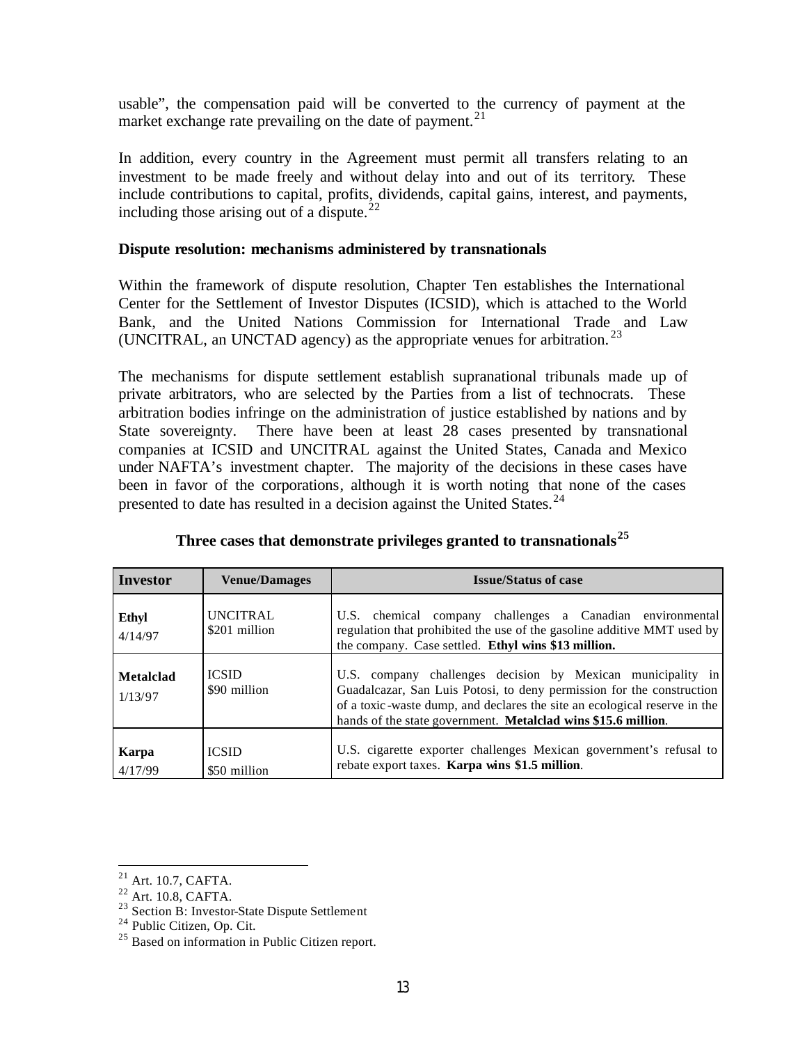usable", the compensation paid will be converted to the currency of payment at the market exchange rate prevailing on the date of payment.[21]

In addition, every country in the Agreement must permit all transfers relating to an investment to be made freely and without delay into and out of its territory. These include contributions to capital, profits, dividends, capital gains, interest, and payments, including those arising out of a dispute.[22]

**Dispute resolution: mechanisms administered by transnationals**

Within the framework of dispute resolution, Chapter Ten establishes the International Center for the Settlement of Investor Disputes (ICSID), which is attached to the World Bank, and the United Nations Commission for International Trade and Law (UNCITRAL, an UNCTAD agency) as the appropriate venues for arbitration.[23]

The mechanisms for dispute settlement establish supranational tribunals made up of private arbitrators, who are selected by the Parties from a list of technocrats. These arbitration bodies infringe on the administration of justice established by nations and by State sovereignty. There have been at least 28 cases presented by transnational companies at ICSID and UNCITRAL against the United States, Canada and Mexico under NAFTA's investment chapter. The majority of the decisions in these cases have been in favor of the corporations, although it is worth noting that none of the cases presented to date has resulted in a decision against the United States.[24]

**Three cases that demonstrate privileges granted to transnationals[25]**

| Investor | Venue/Damages | Issue/Status of case |
|---|---|---|
| **Ethyl** 4/14/97 | UNCITRAL $201 million | U.S. chemical company challenges a Canadian environmental regulation that prohibited the use of the gasoline additive MMT used by the company. Case settled. **Ethyl wins $13 million.** |
| **Metalclad** 1/13/97 | ICSID $90 million | U.S. company challenges decision by Mexican municipality in Guadalcazar, San Luis Potosi, to deny permission for the construction of a toxic-waste dump, and declares the site an ecological reserve in the hands of the state government. **Metalclad wins $15.6 million**. |
| **Karpa** 4/17/99 | ICSID $50 million | U.S. cigarette exporter challenges Mexican government's refusal to rebate export taxes. **Karpa wins $1.5 million**. |

[21] Art. 10.7, CAFTA.

[22] Art. 10.8, CAFTA.

[23] Section B: Investor-State Dispute Settlement

[24] Public Citizen, Op. Cit.

[25] Based on information in Public Citizen report.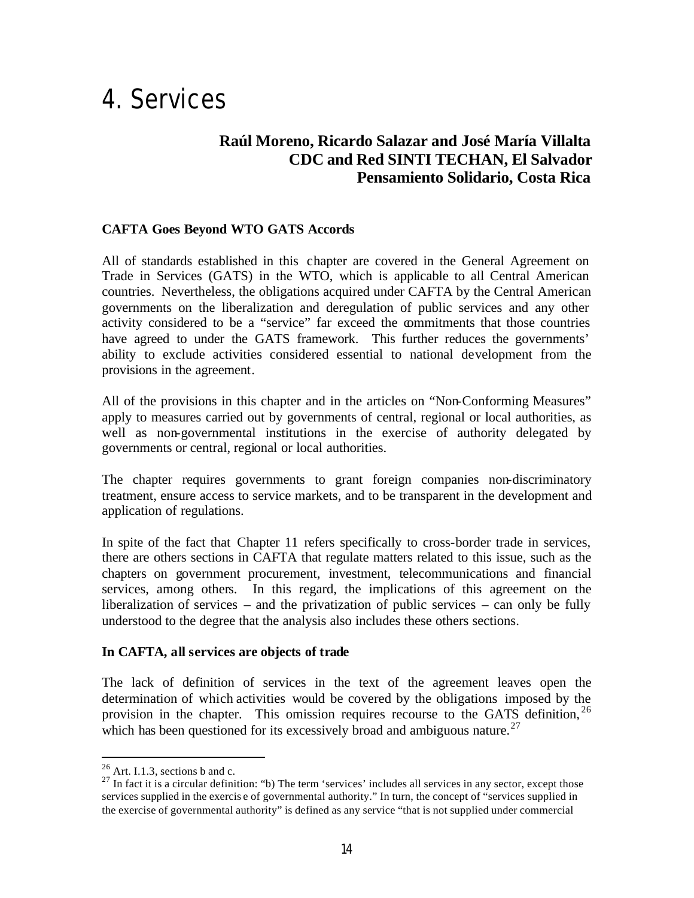# 4. Services

**Raúl Moreno, Ricardo Salazar and José María Villalta**
**CDC and Red SINTI TECHAN, El Salvador**
**Pensamiento Solidario, Costa Rica**

**CAFTA Goes Beyond WTO GATS Accords**

All of standards established in this chapter are covered in the General Agreement on Trade in Services (GATS) in the WTO, which is applicable to all Central American countries. Nevertheless, the obligations acquired under CAFTA by the Central American governments on the liberalization and deregulation of public services and any other activity considered to be a "service" far exceed the commitments that those countries have agreed to under the GATS framework. This further reduces the governments' ability to exclude activities considered essential to national development from the provisions in the agreement.

All of the provisions in this chapter and in the articles on "Non-Conforming Measures" apply to measures carried out by governments of central, regional or local authorities, as well as non-governmental institutions in the exercise of authority delegated by governments or central, regional or local authorities.

The chapter requires governments to grant foreign companies non-discriminatory treatment, ensure access to service markets, and to be transparent in the development and application of regulations.

In spite of the fact that Chapter 11 refers specifically to cross-border trade in services, there are others sections in CAFTA that regulate matters related to this issue, such as the chapters on government procurement, investment, telecommunications and financial services, among others. In this regard, the implications of this agreement on the liberalization of services – and the privatization of public services – can only be fully understood to the degree that the analysis also includes these others sections.

**In CAFTA, all services are objects of trade**

The lack of definition of services in the text of the agreement leaves open the determination of which activities would be covered by the obligations imposed by the provision in the chapter. This omission requires recourse to the GATS definition,[26] which has been questioned for its excessively broad and ambiguous nature.[27]

---

[26] Art. I.1.3, sections b and c.

[27] In fact it is a circular definition: "b) The term 'services' includes all services in any sector, except those services supplied in the exercise of governmental authority." In turn, the concept of "services supplied in the exercise of governmental authority" is defined as any service "that is not supplied under commercial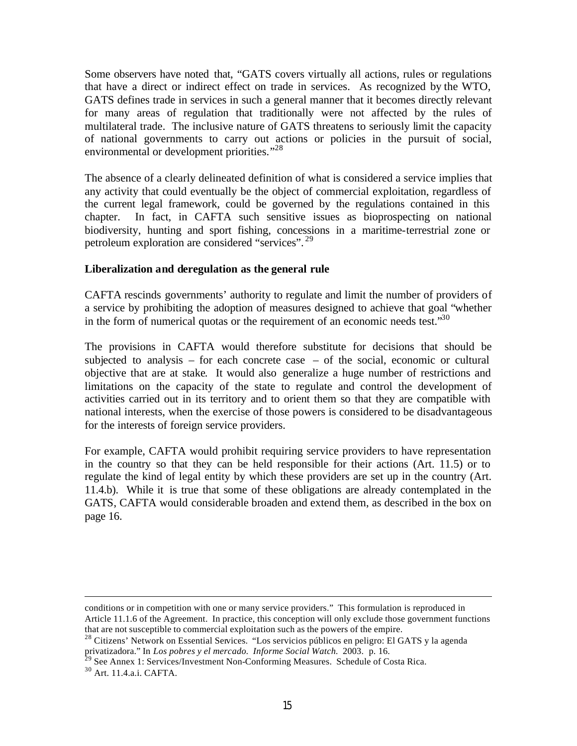Some observers have noted that, "GATS covers virtually all actions, rules or regulations that have a direct or indirect effect on trade in services. As recognized by the WTO, GATS defines trade in services in such a general manner that it becomes directly relevant for many areas of regulation that traditionally were not affected by the rules of multilateral trade. The inclusive nature of GATS threatens to seriously limit the capacity of national governments to carry out actions or policies in the pursuit of social, environmental or development priorities."[28]

The absence of a clearly delineated definition of what is considered a service implies that any activity that could eventually be the object of commercial exploitation, regardless of the current legal framework, could be governed by the regulations contained in this chapter. In fact, in CAFTA such sensitive issues as bioprospecting on national biodiversity, hunting and sport fishing, concessions in a maritime-terrestrial zone or petroleum exploration are considered "services".[29]

**Liberalization and deregulation as the general rule**

CAFTA rescinds governments' authority to regulate and limit the number of providers of a service by prohibiting the adoption of measures designed to achieve that goal "whether in the form of numerical quotas or the requirement of an economic needs test."[30]

The provisions in CAFTA would therefore substitute for decisions that should be subjected to analysis – for each concrete case – of the social, economic or cultural objective that are at stake. It would also generalize a huge number of restrictions and limitations on the capacity of the state to regulate and control the development of activities carried out in its territory and to orient them so that they are compatible with national interests, when the exercise of those powers is considered to be disadvantageous for the interests of foreign service providers.

For example, CAFTA would prohibit requiring service providers to have representation in the country so that they can be held responsible for their actions (Art. 11.5) or to regulate the kind of legal entity by which these providers are set up in the country (Art. 11.4.b). While it is true that some of these obligations are already contemplated in the GATS, CAFTA would considerable broaden and extend them, as described in the box on page 16.

---

conditions or in competition with one or many service providers." This formulation is reproduced in Article 11.1.6 of the Agreement. In practice, this conception will only exclude those government functions that are not susceptible to commercial exploitation such as the powers of the empire.

[28] Citizens' Network on Essential Services. "Los servicios públicos en peligro: El GATS y la agenda privatizadora." In *Los pobres y el mercado. Informe Social Watch.* 2003. p. 16.

[29] See Annex 1: Services/Investment Non-Conforming Measures. Schedule of Costa Rica.

[30] Art. 11.4.a.i. CAFTA.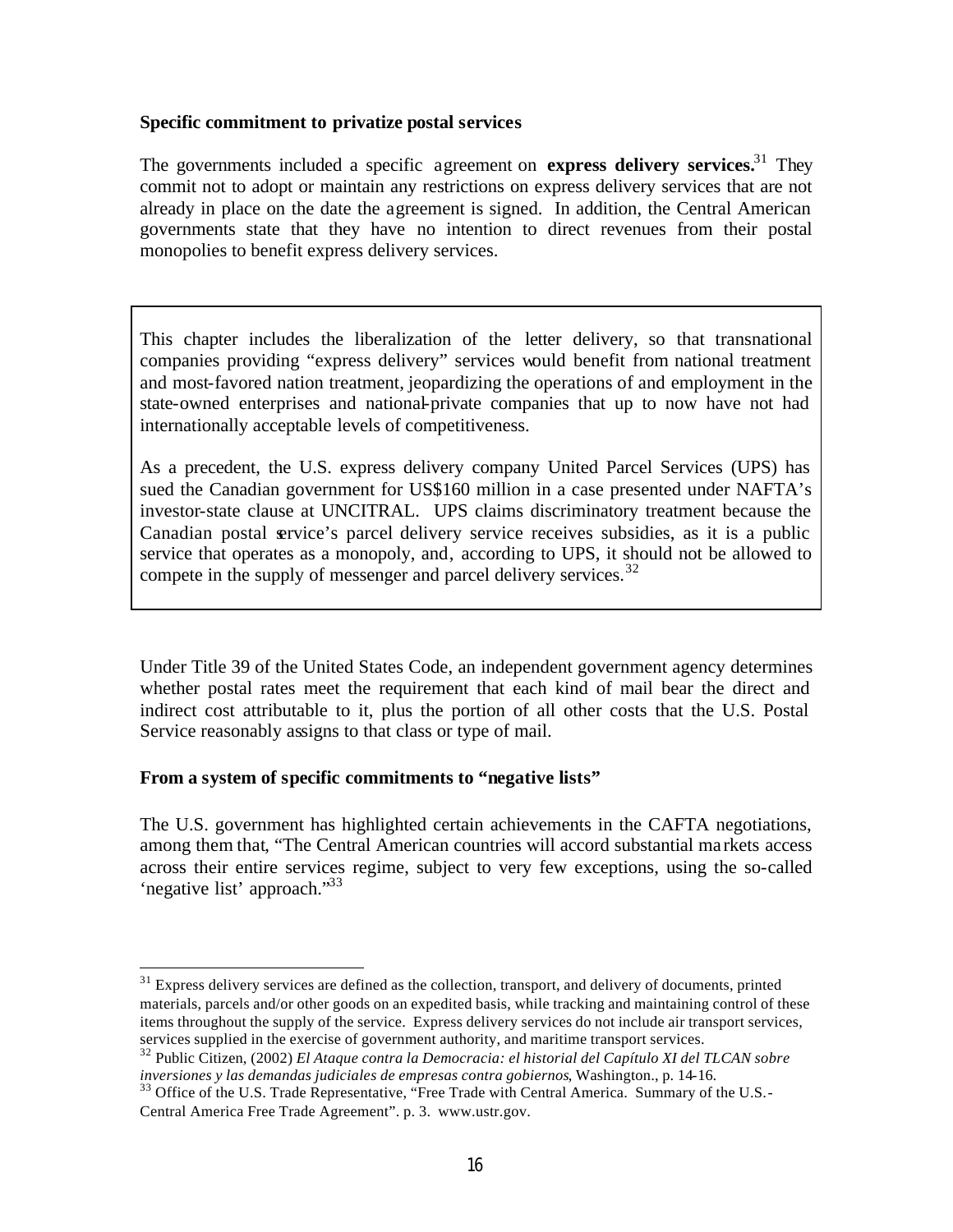**Specific commitment to privatize postal services**

The governments included a specific agreement on **express delivery services.**[31] They commit not to adopt or maintain any restrictions on express delivery services that are not already in place on the date the agreement is signed. In addition, the Central American governments state that they have no intention to direct revenues from their postal monopolies to benefit express delivery services.

> This chapter includes the liberalization of the letter delivery, so that transnational companies providing "express delivery" services would benefit from national treatment and most-favored nation treatment, jeopardizing the operations of and employment in the state-owned enterprises and national-private companies that up to now have not had internationally acceptable levels of competitiveness.
>
> As a precedent, the U.S. express delivery company United Parcel Services (UPS) has sued the Canadian government for US$160 million in a case presented under NAFTA's investor-state clause at UNCITRAL. UPS claims discriminatory treatment because the Canadian postal service's parcel delivery service receives subsidies, as it is a public service that operates as a monopoly, and, according to UPS, it should not be allowed to compete in the supply of messenger and parcel delivery services.[32]

Under Title 39 of the United States Code, an independent government agency determines whether postal rates meet the requirement that each kind of mail bear the direct and indirect cost attributable to it, plus the portion of all other costs that the U.S. Postal Service reasonably assigns to that class or type of mail.

**From a system of specific commitments to "negative lists"**

The U.S. government has highlighted certain achievements in the CAFTA negotiations, among them that, "The Central American countries will accord substantial markets access across their entire services regime, subject to very few exceptions, using the so-called 'negative list' approach."[33]

---

[31] Express delivery services are defined as the collection, transport, and delivery of documents, printed materials, parcels and/or other goods on an expedited basis, while tracking and maintaining control of these items throughout the supply of the service. Express delivery services do not include air transport services, services supplied in the exercise of government authority, and maritime transport services.

[32] Public Citizen, (2002) *El Ataque contra la Democracia: el historial del Capítulo XI del TLCAN sobre inversiones y las demandas judiciales de empresas contra gobiernos*, Washington., p. 14-16.

[33] Office of the U.S. Trade Representative, "Free Trade with Central America. Summary of the U.S.-Central America Free Trade Agreement". p. 3. www.ustr.gov.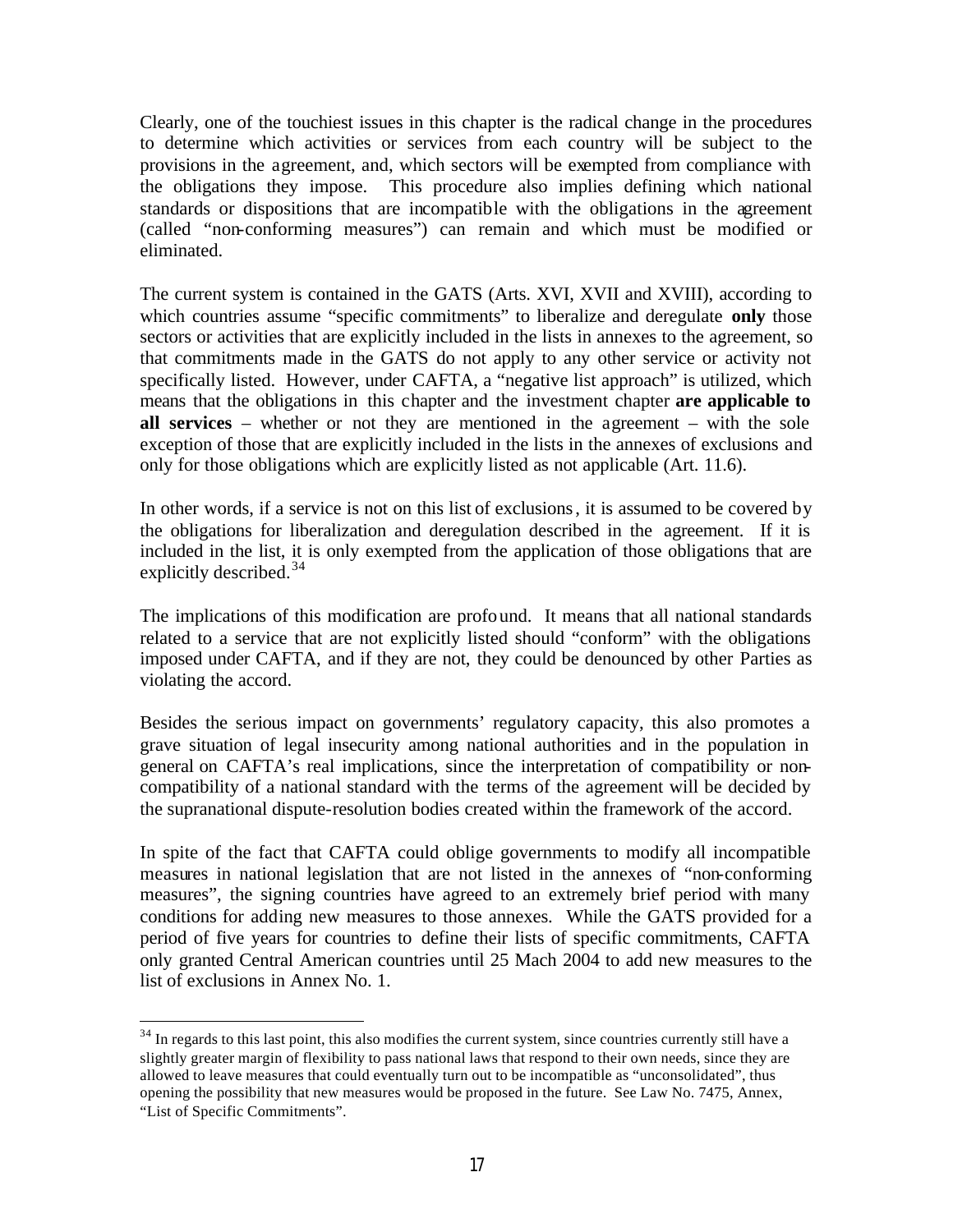Clearly, one of the touchiest issues in this chapter is the radical change in the procedures to determine which activities or services from each country will be subject to the provisions in the agreement, and, which sectors will be exempted from compliance with the obligations they impose. This procedure also implies defining which national standards or dispositions that are incompatible with the obligations in the agreement (called "non-conforming measures") can remain and which must be modified or eliminated.

The current system is contained in the GATS (Arts. XVI, XVII and XVIII), according to which countries assume "specific commitments" to liberalize and deregulate **only** those sectors or activities that are explicitly included in the lists in annexes to the agreement, so that commitments made in the GATS do not apply to any other service or activity not specifically listed. However, under CAFTA, a "negative list approach" is utilized, which means that the obligations in this chapter and the investment chapter **are applicable to all services** – whether or not they are mentioned in the agreement – with the sole exception of those that are explicitly included in the lists in the annexes of exclusions and only for those obligations which are explicitly listed as not applicable (Art. 11.6).

In other words, if a service is not on this list of exclusions, it is assumed to be covered by the obligations for liberalization and deregulation described in the agreement. If it is included in the list, it is only exempted from the application of those obligations that are explicitly described.[34]

The implications of this modification are profound. It means that all national standards related to a service that are not explicitly listed should "conform" with the obligations imposed under CAFTA, and if they are not, they could be denounced by other Parties as violating the accord.

Besides the serious impact on governments' regulatory capacity, this also promotes a grave situation of legal insecurity among national authorities and in the population in general on CAFTA's real implications, since the interpretation of compatibility or non-compatibility of a national standard with the terms of the agreement will be decided by the supranational dispute-resolution bodies created within the framework of the accord.

In spite of the fact that CAFTA could oblige governments to modify all incompatible measures in national legislation that are not listed in the annexes of "non-conforming measures", the signing countries have agreed to an extremely brief period with many conditions for adding new measures to those annexes. While the GATS provided for a period of five years for countries to define their lists of specific commitments, CAFTA only granted Central American countries until 25 Mach 2004 to add new measures to the list of exclusions in Annex No. 1.

---

[34] In regards to this last point, this also modifies the current system, since countries currently still have a slightly greater margin of flexibility to pass national laws that respond to their own needs, since they are allowed to leave measures that could eventually turn out to be incompatible as "unconsolidated", thus opening the possibility that new measures would be proposed in the future. See Law No. 7475, Annex, "List of Specific Commitments".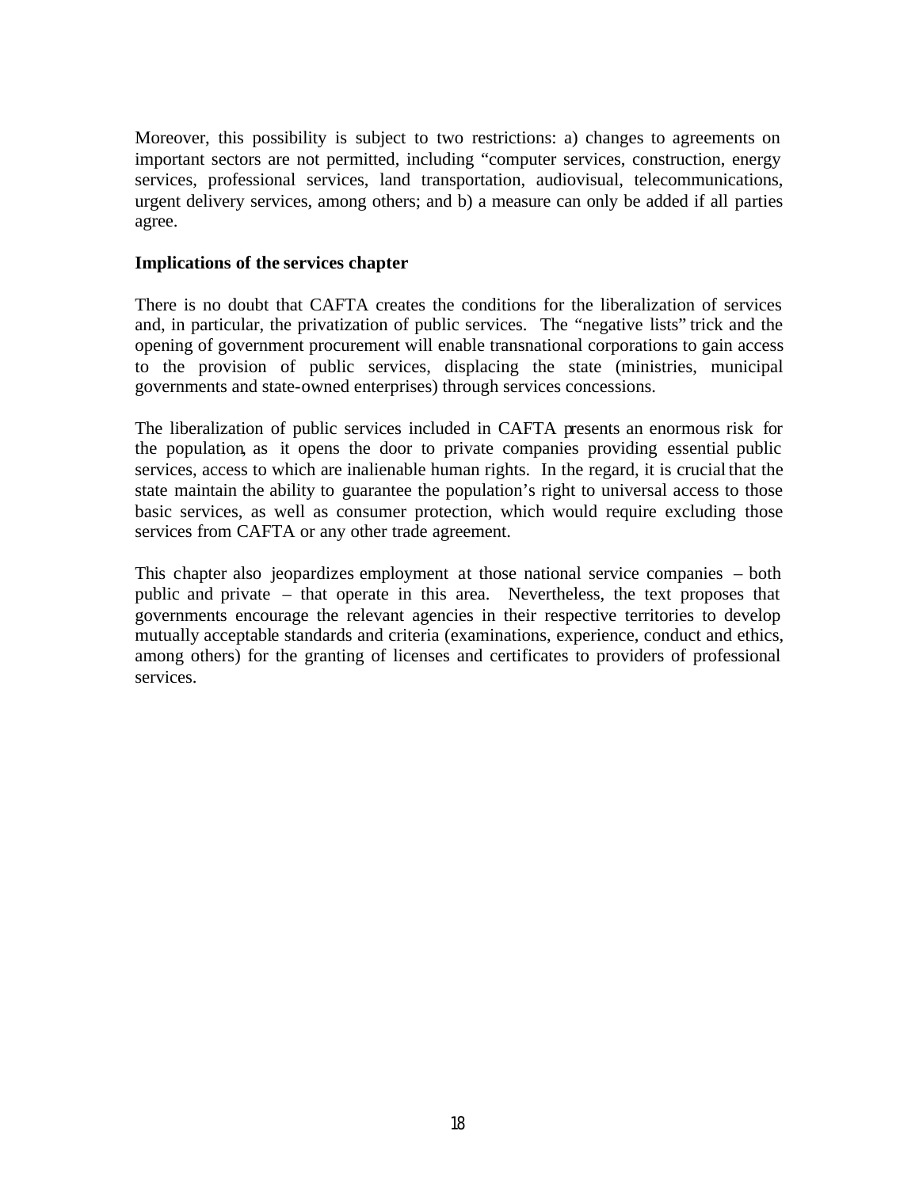Moreover, this possibility is subject to two restrictions: a) changes to agreements on important sectors are not permitted, including "computer services, construction, energy services, professional services, land transportation, audiovisual, telecommunications, urgent delivery services, among others; and b) a measure can only be added if all parties agree.

**Implications of the services chapter**

There is no doubt that CAFTA creates the conditions for the liberalization of services and, in particular, the privatization of public services. The "negative lists" trick and the opening of government procurement will enable transnational corporations to gain access to the provision of public services, displacing the state (ministries, municipal governments and state-owned enterprises) through services concessions.

The liberalization of public services included in CAFTA presents an enormous risk for the population, as it opens the door to private companies providing essential public services, access to which are inalienable human rights. In the regard, it is crucial that the state maintain the ability to guarantee the population's right to universal access to those basic services, as well as consumer protection, which would require excluding those services from CAFTA or any other trade agreement.

This chapter also jeopardizes employment at those national service companies – both public and private – that operate in this area. Nevertheless, the text proposes that governments encourage the relevant agencies in their respective territories to develop mutually acceptable standards and criteria (examinations, experience, conduct and ethics, among others) for the granting of licenses and certificates to providers of professional services.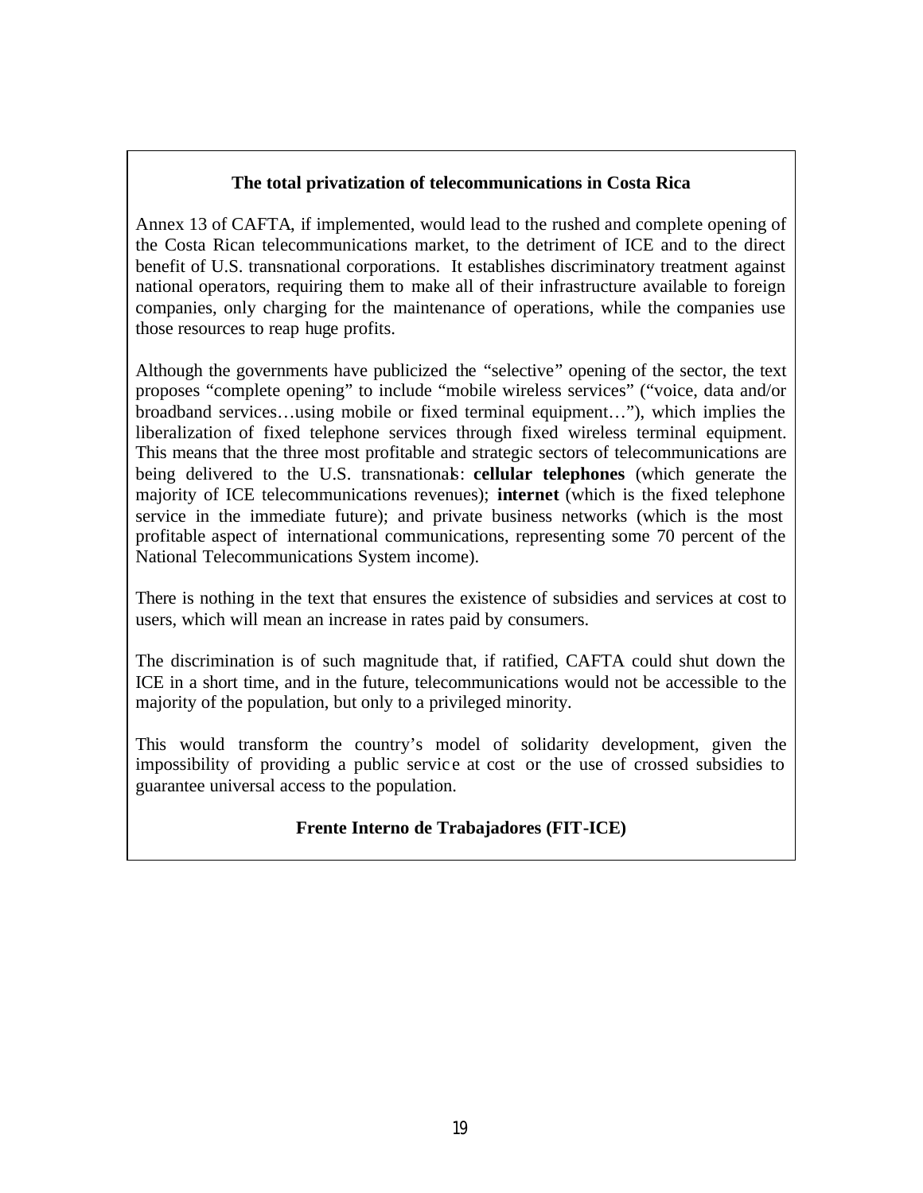**The total privatization of telecommunications in Costa Rica**

Annex 13 of CAFTA, if implemented, would lead to the rushed and complete opening of the Costa Rican telecommunications market, to the detriment of ICE and to the direct benefit of U.S. transnational corporations. It establishes discriminatory treatment against national operators, requiring them to make all of their infrastructure available to foreign companies, only charging for the maintenance of operations, while the companies use those resources to reap huge profits.

Although the governments have publicized the "selective" opening of the sector, the text proposes "complete opening" to include "mobile wireless services" ("voice, data and/or broadband services…using mobile or fixed terminal equipment…"), which implies the liberalization of fixed telephone services through fixed wireless terminal equipment. This means that the three most profitable and strategic sectors of telecommunications are being delivered to the U.S. transnationals: **cellular telephones** (which generate the majority of ICE telecommunications revenues); **internet** (which is the fixed telephone service in the immediate future); and private business networks (which is the most profitable aspect of international communications, representing some 70 percent of the National Telecommunications System income).

There is nothing in the text that ensures the existence of subsidies and services at cost to users, which will mean an increase in rates paid by consumers.

The discrimination is of such magnitude that, if ratified, CAFTA could shut down the ICE in a short time, and in the future, telecommunications would not be accessible to the majority of the population, but only to a privileged minority.

This would transform the country's model of solidarity development, given the impossibility of providing a public service at cost or the use of crossed subsidies to guarantee universal access to the population.

**Frente Interno de Trabajadores (FIT-ICE)**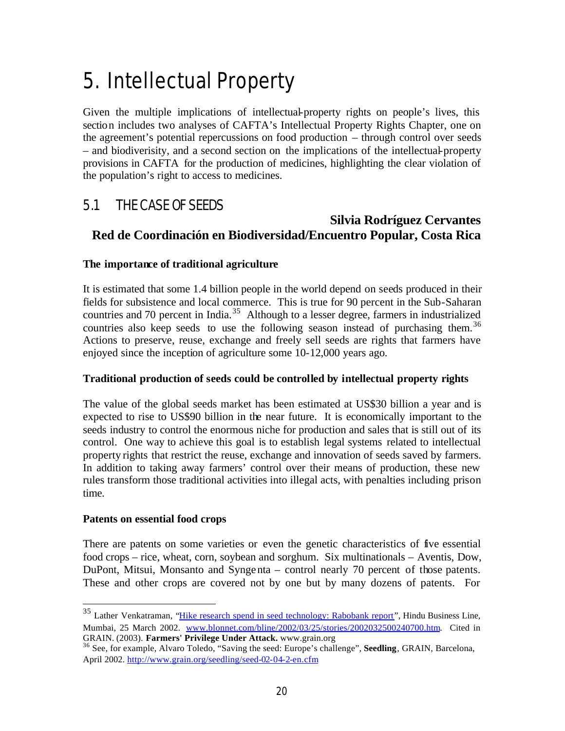# 5. Intellectual Property

Given the multiple implications of intellectual-property rights on people's lives, this section includes two analyses of CAFTA's Intellectual Property Rights Chapter, one on the agreement's potential repercussions on food production – through control over seeds – and biodiverisity, and a second section on the implications of the intellectual-property provisions in CAFTA for the production of medicines, highlighting the clear violation of the population's right to access to medicines.

## 5.1 THE CASE OF SEEDS

**Silvia Rodríguez Cervantes**
**Red de Coordinación en Biodiversidad/Encuentro Popular, Costa Rica**

### The importance of traditional agriculture

It is estimated that some 1.4 billion people in the world depend on seeds produced in their fields for subsistence and local commerce. This is true for 90 percent in the Sub-Saharan countries and 70 percent in India.[35] Although to a lesser degree, farmers in industrialized countries also keep seeds to use the following season instead of purchasing them.[36] Actions to preserve, reuse, exchange and freely sell seeds are rights that farmers have enjoyed since the inception of agriculture some 10-12,000 years ago.

### Traditional production of seeds could be controlled by intellectual property rights

The value of the global seeds market has been estimated at US$30 billion a year and is expected to rise to US$90 billion in the near future. It is economically important to the seeds industry to control the enormous niche for production and sales that is still out of its control. One way to achieve this goal is to establish legal systems related to intellectual property rights that restrict the reuse, exchange and innovation of seeds saved by farmers. In addition to taking away farmers' control over their means of production, these new rules transform those traditional activities into illegal acts, with penalties including prison time.

### Patents on essential food crops

There are patents on some varieties or even the genetic characteristics of five essential food crops – rice, wheat, corn, soybean and sorghum. Six multinationals – Aventis, Dow, DuPont, Mitsui, Monsanto and Syngenta – control nearly 70 percent of those patents. These and other crops are covered not by one but by many dozens of patents. For

---

[35] Lather Venkatraman, "Hike research spend in seed technology: Rabobank report", Hindu Business Line, Mumbai, 25 March 2002. www.blonnet.com/bline/2002/03/25/stories/2002032500240700.htm. Cited in GRAIN. (2003). **Farmers' Privilege Under Attack.** www.grain.org

[36] See, for example, Alvaro Toledo, "Saving the seed: Europe's challenge", **Seedling**, GRAIN, Barcelona, April 2002. http://www.grain.org/seedling/seed-02-04-2-en.cfm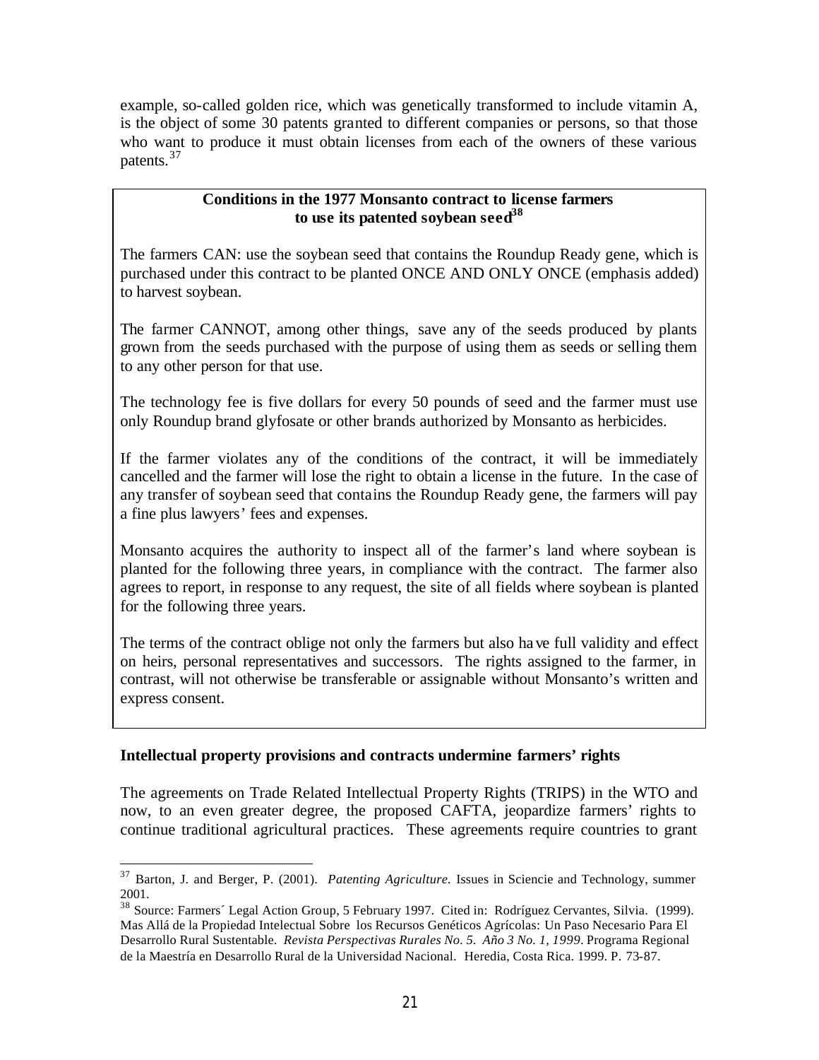example, so-called golden rice, which was genetically transformed to include vitamin A, is the object of some 30 patents granted to different companies or persons, so that those who want to produce it must obtain licenses from each of the owners of these various patents.[37]

> **Conditions in the 1977 Monsanto contract to license farmers to use its patented soybean seed[38]**
>
> The farmers CAN: use the soybean seed that contains the Roundup Ready gene, which is purchased under this contract to be planted ONCE AND ONLY ONCE (emphasis added) to harvest soybean.
>
> The farmer CANNOT, among other things, save any of the seeds produced by plants grown from the seeds purchased with the purpose of using them as seeds or selling them to any other person for that use.
>
> The technology fee is five dollars for every 50 pounds of seed and the farmer must use only Roundup brand glyfosate or other brands authorized by Monsanto as herbicides.
>
> If the farmer violates any of the conditions of the contract, it will be immediately cancelled and the farmer will lose the right to obtain a license in the future. In the case of any transfer of soybean seed that contains the Roundup Ready gene, the farmers will pay a fine plus lawyers' fees and expenses.
>
> Monsanto acquires the authority to inspect all of the farmer's land where soybean is planted for the following three years, in compliance with the contract. The farmer also agrees to report, in response to any request, the site of all fields where soybean is planted for the following three years.
>
> The terms of the contract oblige not only the farmers but also have full validity and effect on heirs, personal representatives and successors. The rights assigned to the farmer, in contrast, will not otherwise be transferable or assignable without Monsanto's written and express consent.

**Intellectual property provisions and contracts undermine farmers' rights**

The agreements on Trade Related Intellectual Property Rights (TRIPS) in the WTO and now, to an even greater degree, the proposed CAFTA, jeopardize farmers' rights to continue traditional agricultural practices. These agreements require countries to grant

---

[37] Barton, J. and Berger, P. (2001). *Patenting Agriculture.* Issues in Sciencie and Technology, summer 2001.

[38] Source: Farmers´ Legal Action Group, 5 February 1997. Cited in: Rodríguez Cervantes, Silvia. (1999). Mas Allá de la Propiedad Intelectual Sobre los Recursos Genéticos Agrícolas: Un Paso Necesario Para El Desarrollo Rural Sustentable. *Revista Perspectivas Rurales No. 5. Año 3 No. 1, 1999*. Programa Regional de la Maestría en Desarrollo Rural de la Universidad Nacional. Heredia, Costa Rica. 1999. P. 73-87.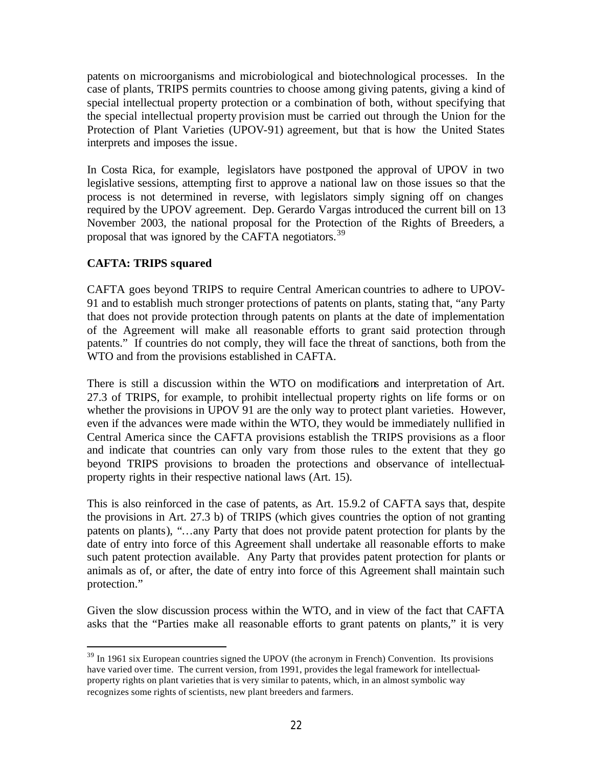patents on microorganisms and microbiological and biotechnological processes. In the case of plants, TRIPS permits countries to choose among giving patents, giving a kind of special intellectual property protection or a combination of both, without specifying that the special intellectual property provision must be carried out through the Union for the Protection of Plant Varieties (UPOV-91) agreement, but that is how the United States interprets and imposes the issue.

In Costa Rica, for example, legislators have postponed the approval of UPOV in two legislative sessions, attempting first to approve a national law on those issues so that the process is not determined in reverse, with legislators simply signing off on changes required by the UPOV agreement. Dep. Gerardo Vargas introduced the current bill on 13 November 2003, the national proposal for the Protection of the Rights of Breeders, a proposal that was ignored by the CAFTA negotiators.[39]

**CAFTA: TRIPS squared**

CAFTA goes beyond TRIPS to require Central American countries to adhere to UPOV-91 and to establish much stronger protections of patents on plants, stating that, "any Party that does not provide protection through patents on plants at the date of implementation of the Agreement will make all reasonable efforts to grant said protection through patents." If countries do not comply, they will face the threat of sanctions, both from the WTO and from the provisions established in CAFTA.

There is still a discussion within the WTO on modifications and interpretation of Art. 27.3 of TRIPS, for example, to prohibit intellectual property rights on life forms or on whether the provisions in UPOV 91 are the only way to protect plant varieties. However, even if the advances were made within the WTO, they would be immediately nullified in Central America since the CAFTA provisions establish the TRIPS provisions as a floor and indicate that countries can only vary from those rules to the extent that they go beyond TRIPS provisions to broaden the protections and observance of intellectual-property rights in their respective national laws (Art. 15).

This is also reinforced in the case of patents, as Art. 15.9.2 of CAFTA says that, despite the provisions in Art. 27.3 b) of TRIPS (which gives countries the option of not granting patents on plants), "…any Party that does not provide patent protection for plants by the date of entry into force of this Agreement shall undertake all reasonable efforts to make such patent protection available. Any Party that provides patent protection for plants or animals as of, or after, the date of entry into force of this Agreement shall maintain such protection."

Given the slow discussion process within the WTO, and in view of the fact that CAFTA asks that the "Parties make all reasonable efforts to grant patents on plants," it is very

[39] In 1961 six European countries signed the UPOV (the acronym in French) Convention. Its provisions have varied over time. The current version, from 1991, provides the legal framework for intellectual-property rights on plant varieties that is very similar to patents, which, in an almost symbolic way recognizes some rights of scientists, new plant breeders and farmers.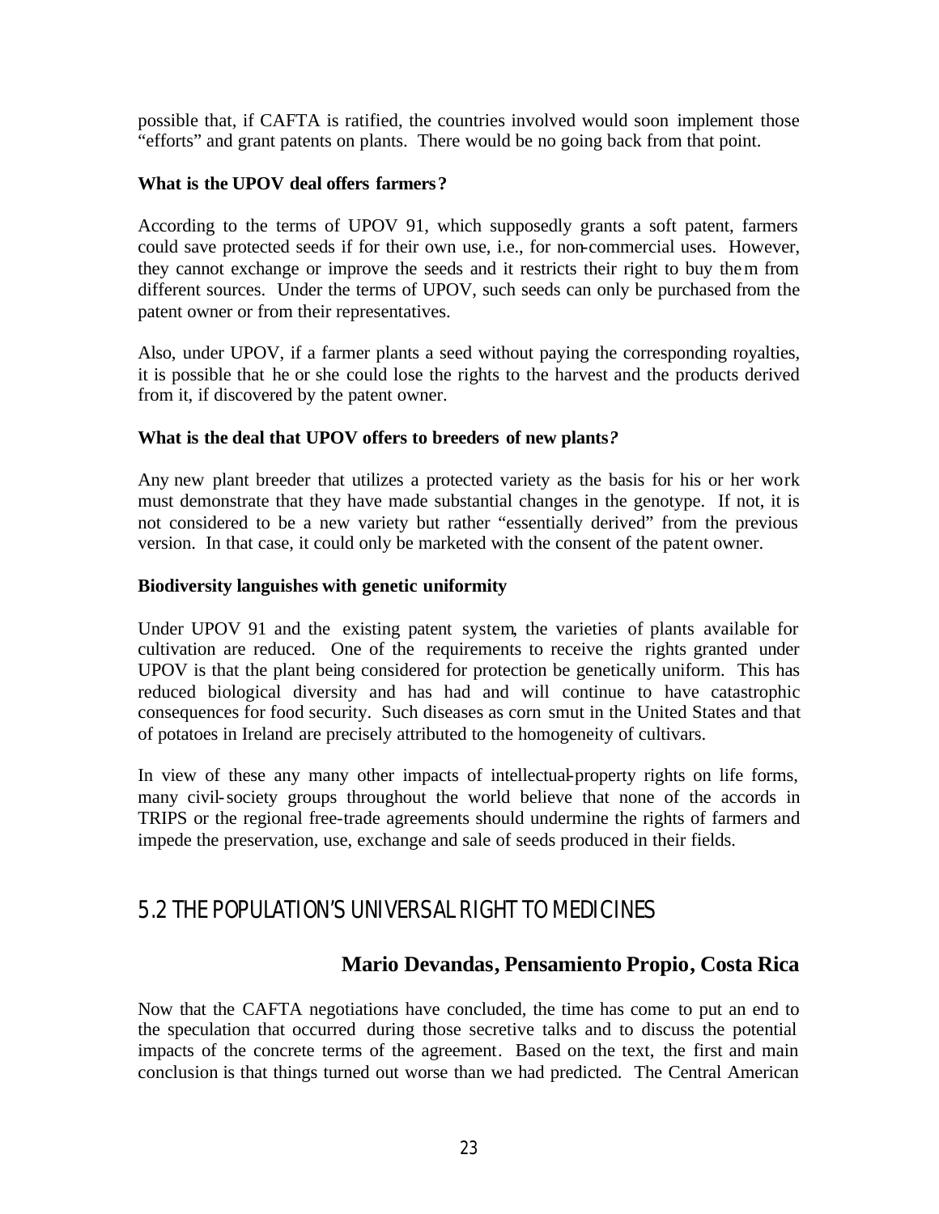possible that, if CAFTA is ratified, the countries involved would soon implement those "efforts" and grant patents on plants. There would be no going back from that point.

**What is the UPOV deal offers farmers?**

According to the terms of UPOV 91, which supposedly grants a soft patent, farmers could save protected seeds if for their own use, i.e., for non-commercial uses. However, they cannot exchange or improve the seeds and it restricts their right to buy them from different sources. Under the terms of UPOV, such seeds can only be purchased from the patent owner or from their representatives.

Also, under UPOV, if a farmer plants a seed without paying the corresponding royalties, it is possible that he or she could lose the rights to the harvest and the products derived from it, if discovered by the patent owner.

**What is the deal that UPOV offers to breeders of new plants?**

Any new plant breeder that utilizes a protected variety as the basis for his or her work must demonstrate that they have made substantial changes in the genotype. If not, it is not considered to be a new variety but rather "essentially derived" from the previous version. In that case, it could only be marketed with the consent of the patent owner.

**Biodiversity languishes with genetic uniformity**

Under UPOV 91 and the existing patent system, the varieties of plants available for cultivation are reduced. One of the requirements to receive the rights granted under UPOV is that the plant being considered for protection be genetically uniform. This has reduced biological diversity and has had and will continue to have catastrophic consequences for food security. Such diseases as corn smut in the United States and that of potatoes in Ireland are precisely attributed to the homogeneity of cultivars.

In view of these any many other impacts of intellectual-property rights on life forms, many civil-society groups throughout the world believe that none of the accords in TRIPS or the regional free-trade agreements should undermine the rights of farmers and impede the preservation, use, exchange and sale of seeds produced in their fields.

## 5.2 THE POPULATION'S UNIVERSAL RIGHT TO MEDICINES

### Mario Devandas, Pensamiento Propio, Costa Rica

Now that the CAFTA negotiations have concluded, the time has come to put an end to the speculation that occurred during those secretive talks and to discuss the potential impacts of the concrete terms of the agreement. Based on the text, the first and main conclusion is that things turned out worse than we had predicted. The Central American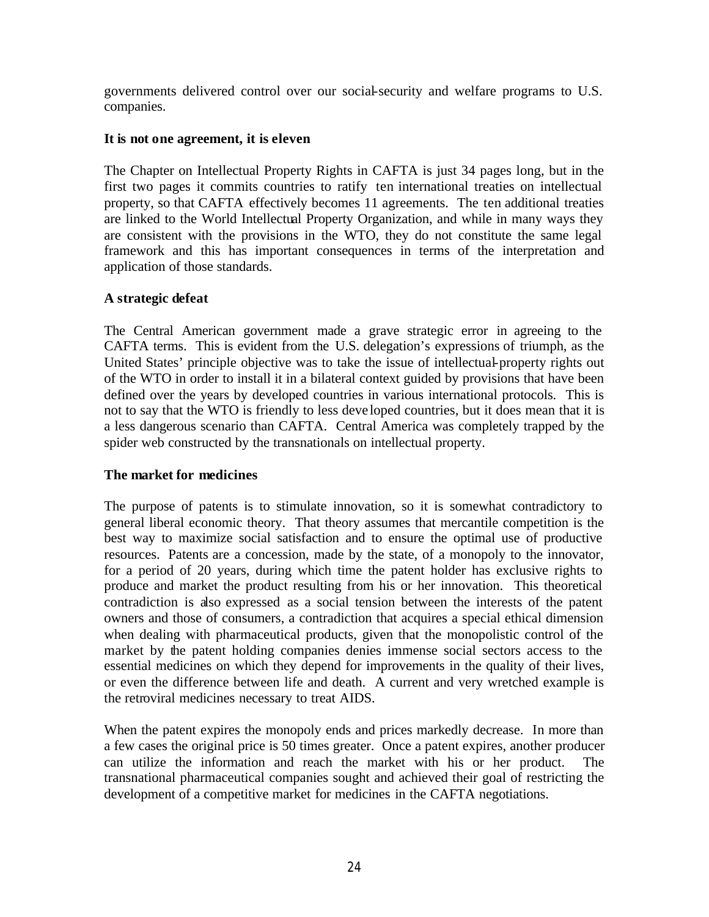governments delivered control over our social-security and welfare programs to U.S. companies.

**It is not one agreement, it is eleven**

The Chapter on Intellectual Property Rights in CAFTA is just 34 pages long, but in the first two pages it commits countries to ratify ten international treaties on intellectual property, so that CAFTA effectively becomes 11 agreements. The ten additional treaties are linked to the World Intellectual Property Organization, and while in many ways they are consistent with the provisions in the WTO, they do not constitute the same legal framework and this has important consequences in terms of the interpretation and application of those standards.

**A strategic defeat**

The Central American government made a grave strategic error in agreeing to the CAFTA terms. This is evident from the U.S. delegation's expressions of triumph, as the United States' principle objective was to take the issue of intellectual-property rights out of the WTO in order to install it in a bilateral context guided by provisions that have been defined over the years by developed countries in various international protocols. This is not to say that the WTO is friendly to less developed countries, but it does mean that it is a less dangerous scenario than CAFTA. Central America was completely trapped by the spider web constructed by the transnationals on intellectual property.

**The market for medicines**

The purpose of patents is to stimulate innovation, so it is somewhat contradictory to general liberal economic theory. That theory assumes that mercantile competition is the best way to maximize social satisfaction and to ensure the optimal use of productive resources. Patents are a concession, made by the state, of a monopoly to the innovator, for a period of 20 years, during which time the patent holder has exclusive rights to produce and market the product resulting from his or her innovation. This theoretical contradiction is also expressed as a social tension between the interests of the patent owners and those of consumers, a contradiction that acquires a special ethical dimension when dealing with pharmaceutical products, given that the monopolistic control of the market by the patent holding companies denies immense social sectors access to the essential medicines on which they depend for improvements in the quality of their lives, or even the difference between life and death. A current and very wretched example is the retroviral medicines necessary to treat AIDS.

When the patent expires the monopoly ends and prices markedly decrease. In more than a few cases the original price is 50 times greater. Once a patent expires, another producer can utilize the information and reach the market with his or her product. The transnational pharmaceutical companies sought and achieved their goal of restricting the development of a competitive market for medicines in the CAFTA negotiations.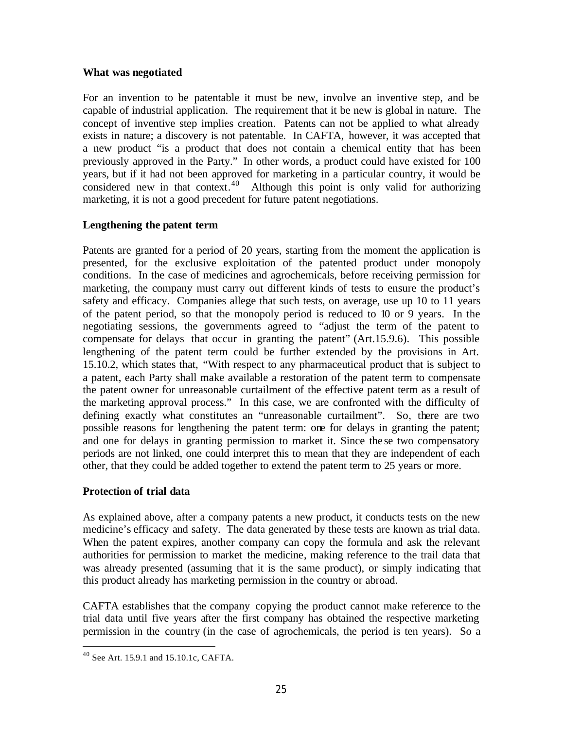**What was negotiated**

For an invention to be patentable it must be new, involve an inventive step, and be capable of industrial application. The requirement that it be new is global in nature. The concept of inventive step implies creation. Patents can not be applied to what already exists in nature; a discovery is not patentable. In CAFTA, however, it was accepted that a new product "is a product that does not contain a chemical entity that has been previously approved in the Party." In other words, a product could have existed for 100 years, but if it had not been approved for marketing in a particular country, it would be considered new in that context.[40] Although this point is only valid for authorizing marketing, it is not a good precedent for future patent negotiations.

**Lengthening the patent term**

Patents are granted for a period of 20 years, starting from the moment the application is presented, for the exclusive exploitation of the patented product under monopoly conditions. In the case of medicines and agrochemicals, before receiving permission for marketing, the company must carry out different kinds of tests to ensure the product's safety and efficacy. Companies allege that such tests, on average, use up 10 to 11 years of the patent period, so that the monopoly period is reduced to 10 or 9 years. In the negotiating sessions, the governments agreed to "adjust the term of the patent to compensate for delays that occur in granting the patent" (Art.15.9.6). This possible lengthening of the patent term could be further extended by the provisions in Art. 15.10.2, which states that, "With respect to any pharmaceutical product that is subject to a patent, each Party shall make available a restoration of the patent term to compensate the patent owner for unreasonable curtailment of the effective patent term as a result of the marketing approval process." In this case, we are confronted with the difficulty of defining exactly what constitutes an "unreasonable curtailment". So, there are two possible reasons for lengthening the patent term: one for delays in granting the patent; and one for delays in granting permission to market it. Since these two compensatory periods are not linked, one could interpret this to mean that they are independent of each other, that they could be added together to extend the patent term to 25 years or more.

**Protection of trial data**

As explained above, after a company patents a new product, it conducts tests on the new medicine's efficacy and safety. The data generated by these tests are known as trial data. When the patent expires, another company can copy the formula and ask the relevant authorities for permission to market the medicine, making reference to the trail data that was already presented (assuming that it is the same product), or simply indicating that this product already has marketing permission in the country or abroad.

CAFTA establishes that the company copying the product cannot make reference to the trial data until five years after the first company has obtained the respective marketing permission in the country (in the case of agrochemicals, the period is ten years). So a

[40] See Art. 15.9.1 and 15.10.1c, CAFTA.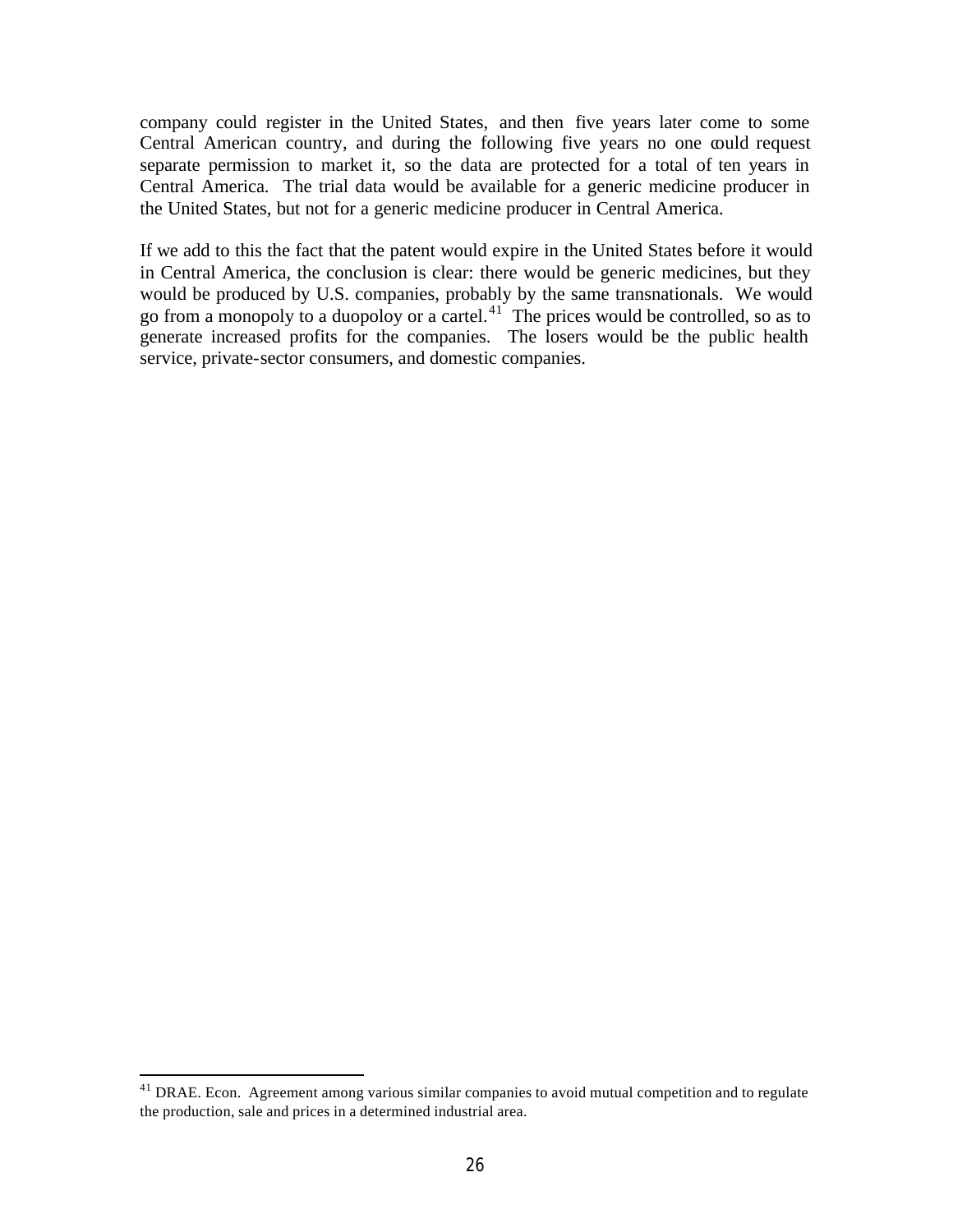company could register in the United States, and then five years later come to some Central American country, and during the following five years no one could request separate permission to market it, so the data are protected for a total of ten years in Central America. The trial data would be available for a generic medicine producer in the United States, but not for a generic medicine producer in Central America.

If we add to this the fact that the patent would expire in the United States before it would in Central America, the conclusion is clear: there would be generic medicines, but they would be produced by U.S. companies, probably by the same transnationals. We would go from a monopoly to a duopoloy or a cartel.[41] The prices would be controlled, so as to generate increased profits for the companies. The losers would be the public health service, private-sector consumers, and domestic companies.

---

[41] DRAE. Econ. Agreement among various similar companies to avoid mutual competition and to regulate the production, sale and prices in a determined industrial area.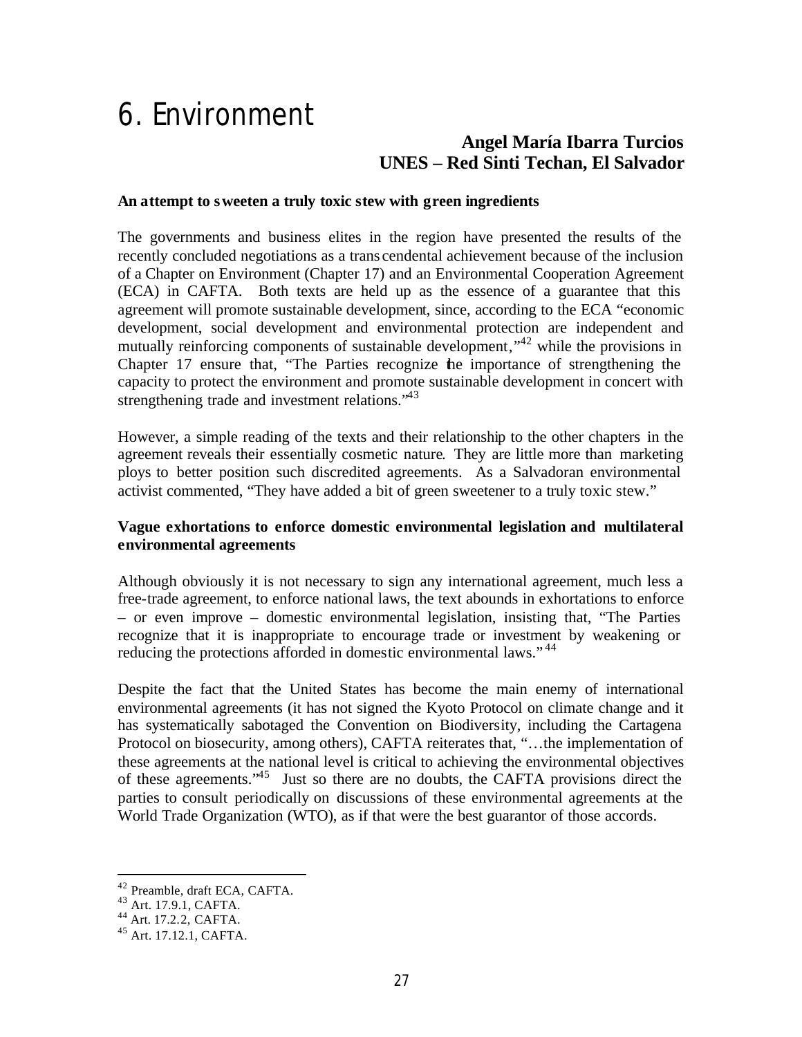# 6. Environment

**Angel María Ibarra Turcios**
**UNES – Red Sinti Techan, El Salvador**

**An attempt to sweeten a truly toxic stew with green ingredients**

The governments and business elites in the region have presented the results of the recently concluded negotiations as a transcendental achievement because of the inclusion of a Chapter on Environment (Chapter 17) and an Environmental Cooperation Agreement (ECA) in CAFTA. Both texts are held up as the essence of a guarantee that this agreement will promote sustainable development, since, according to the ECA "economic development, social development and environmental protection are independent and mutually reinforcing components of sustainable development,"[42] while the provisions in Chapter 17 ensure that, "The Parties recognize the importance of strengthening the capacity to protect the environment and promote sustainable development in concert with strengthening trade and investment relations."[43]

However, a simple reading of the texts and their relationship to the other chapters in the agreement reveals their essentially cosmetic nature. They are little more than marketing ploys to better position such discredited agreements. As a Salvadoran environmental activist commented, "They have added a bit of green sweetener to a truly toxic stew."

**Vague exhortations to enforce domestic environmental legislation and multilateral environmental agreements**

Although obviously it is not necessary to sign any international agreement, much less a free-trade agreement, to enforce national laws, the text abounds in exhortations to enforce – or even improve – domestic environmental legislation, insisting that, "The Parties recognize that it is inappropriate to encourage trade or investment by weakening or reducing the protections afforded in domestic environmental laws."[44]

Despite the fact that the United States has become the main enemy of international environmental agreements (it has not signed the Kyoto Protocol on climate change and it has systematically sabotaged the Convention on Biodiversity, including the Cartagena Protocol on biosecurity, among others), CAFTA reiterates that, "…the implementation of these agreements at the national level is critical to achieving the environmental objectives of these agreements."[45] Just so there are no doubts, the CAFTA provisions direct the parties to consult periodically on discussions of these environmental agreements at the World Trade Organization (WTO), as if that were the best guarantor of those accords.

---

[42] Preamble, draft ECA, CAFTA.
[43] Art. 17.9.1, CAFTA.
[44] Art. 17.2.2, CAFTA.
[45] Art. 17.12.1, CAFTA.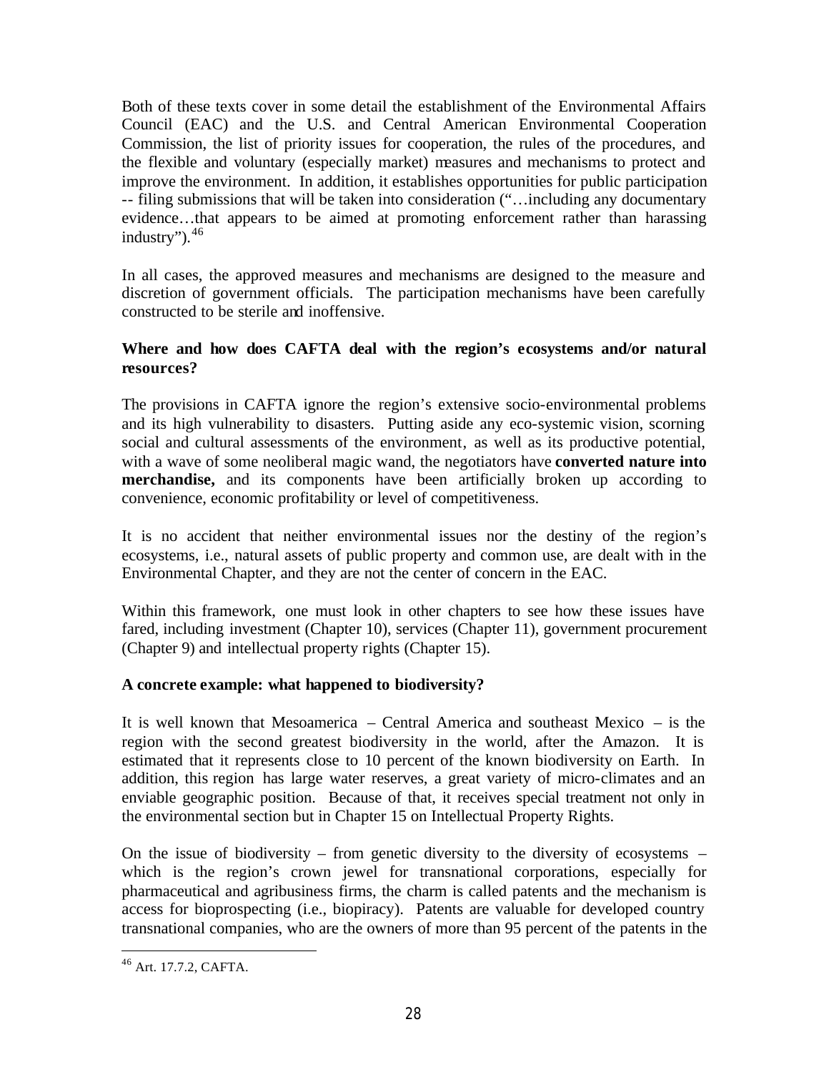Both of these texts cover in some detail the establishment of the Environmental Affairs Council (EAC) and the U.S. and Central American Environmental Cooperation Commission, the list of priority issues for cooperation, the rules of the procedures, and the flexible and voluntary (especially market) measures and mechanisms to protect and improve the environment. In addition, it establishes opportunities for public participation -- filing submissions that will be taken into consideration ("…including any documentary evidence…that appears to be aimed at promoting enforcement rather than harassing industry").[46]

In all cases, the approved measures and mechanisms are designed to the measure and discretion of government officials. The participation mechanisms have been carefully constructed to be sterile and inoffensive.

**Where and how does CAFTA deal with the region's ecosystems and/or natural resources?**

The provisions in CAFTA ignore the region's extensive socio-environmental problems and its high vulnerability to disasters. Putting aside any eco-systemic vision, scorning social and cultural assessments of the environment, as well as its productive potential, with a wave of some neoliberal magic wand, the negotiators have **converted nature into merchandise,** and its components have been artificially broken up according to convenience, economic profitability or level of competitiveness.

It is no accident that neither environmental issues nor the destiny of the region's ecosystems, i.e., natural assets of public property and common use, are dealt with in the Environmental Chapter, and they are not the center of concern in the EAC.

Within this framework, one must look in other chapters to see how these issues have fared, including investment (Chapter 10), services (Chapter 11), government procurement (Chapter 9) and intellectual property rights (Chapter 15).

**A concrete example: what happened to biodiversity?**

It is well known that Mesoamerica – Central America and southeast Mexico – is the region with the second greatest biodiversity in the world, after the Amazon. It is estimated that it represents close to 10 percent of the known biodiversity on Earth. In addition, this region has large water reserves, a great variety of micro-climates and an enviable geographic position. Because of that, it receives special treatment not only in the environmental section but in Chapter 15 on Intellectual Property Rights.

On the issue of biodiversity – from genetic diversity to the diversity of ecosystems – which is the region's crown jewel for transnational corporations, especially for pharmaceutical and agribusiness firms, the charm is called patents and the mechanism is access for bioprospecting (i.e., biopiracy). Patents are valuable for developed country transnational companies, who are the owners of more than 95 percent of the patents in the

[46] Art. 17.7.2, CAFTA.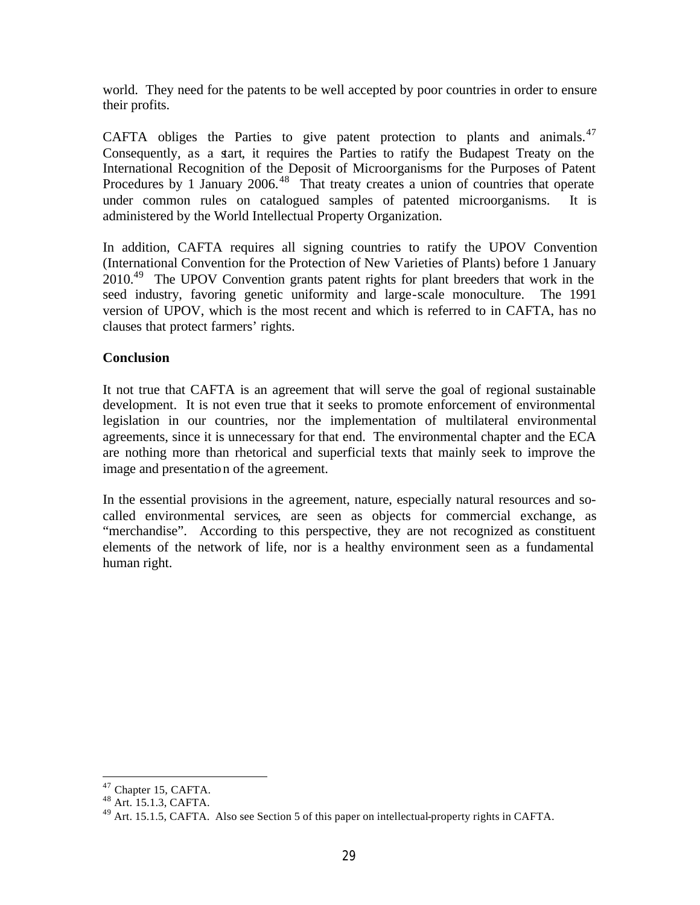world. They need for the patents to be well accepted by poor countries in order to ensure their profits.

CAFTA obliges the Parties to give patent protection to plants and animals.[47] Consequently, as a start, it requires the Parties to ratify the Budapest Treaty on the International Recognition of the Deposit of Microorganisms for the Purposes of Patent Procedures by 1 January 2006.[48] That treaty creates a union of countries that operate under common rules on catalogued samples of patented microorganisms. It is administered by the World Intellectual Property Organization.

In addition, CAFTA requires all signing countries to ratify the UPOV Convention (International Convention for the Protection of New Varieties of Plants) before 1 January 2010.[49] The UPOV Convention grants patent rights for plant breeders that work in the seed industry, favoring genetic uniformity and large-scale monoculture. The 1991 version of UPOV, which is the most recent and which is referred to in CAFTA, has no clauses that protect farmers' rights.

**Conclusion**

It not true that CAFTA is an agreement that will serve the goal of regional sustainable development. It is not even true that it seeks to promote enforcement of environmental legislation in our countries, nor the implementation of multilateral environmental agreements, since it is unnecessary for that end. The environmental chapter and the ECA are nothing more than rhetorical and superficial texts that mainly seek to improve the image and presentation of the agreement.

In the essential provisions in the agreement, nature, especially natural resources and so-called environmental services, are seen as objects for commercial exchange, as "merchandise". According to this perspective, they are not recognized as constituent elements of the network of life, nor is a healthy environment seen as a fundamental human right.

---

[47] Chapter 15, CAFTA.

[48] Art. 15.1.3, CAFTA.

[49] Art. 15.1.5, CAFTA. Also see Section 5 of this paper on intellectual-property rights in CAFTA.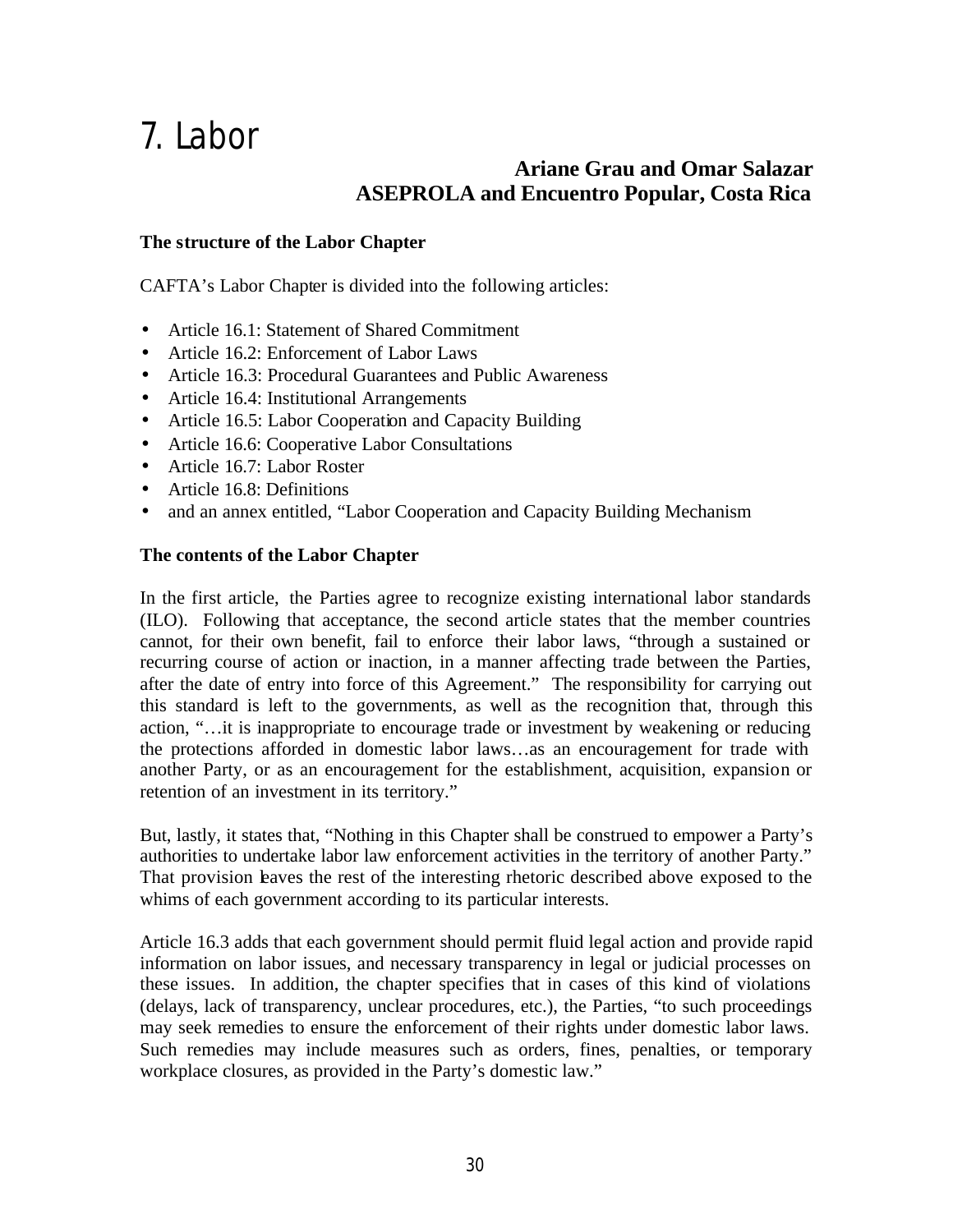# 7. Labor

**Ariane Grau and Omar Salazar**
**ASEPROLA and Encuentro Popular, Costa Rica**

### The structure of the Labor Chapter

CAFTA's Labor Chapter is divided into the following articles:

- Article 16.1: Statement of Shared Commitment
- Article 16.2: Enforcement of Labor Laws
- Article 16.3: Procedural Guarantees and Public Awareness
- Article 16.4: Institutional Arrangements
- Article 16.5: Labor Cooperation and Capacity Building
- Article 16.6: Cooperative Labor Consultations
- Article 16.7: Labor Roster
- Article 16.8: Definitions
- and an annex entitled, "Labor Cooperation and Capacity Building Mechanism

### The contents of the Labor Chapter

In the first article, the Parties agree to recognize existing international labor standards (ILO). Following that acceptance, the second article states that the member countries cannot, for their own benefit, fail to enforce their labor laws, "through a sustained or recurring course of action or inaction, in a manner affecting trade between the Parties, after the date of entry into force of this Agreement." The responsibility for carrying out this standard is left to the governments, as well as the recognition that, through this action, "…it is inappropriate to encourage trade or investment by weakening or reducing the protections afforded in domestic labor laws…as an encouragement for trade with another Party, or as an encouragement for the establishment, acquisition, expansion or retention of an investment in its territory."

But, lastly, it states that, "Nothing in this Chapter shall be construed to empower a Party's authorities to undertake labor law enforcement activities in the territory of another Party." That provision leaves the rest of the interesting rhetoric described above exposed to the whims of each government according to its particular interests.

Article 16.3 adds that each government should permit fluid legal action and provide rapid information on labor issues, and necessary transparency in legal or judicial processes on these issues. In addition, the chapter specifies that in cases of this kind of violations (delays, lack of transparency, unclear procedures, etc.), the Parties, "to such proceedings may seek remedies to ensure the enforcement of their rights under domestic labor laws. Such remedies may include measures such as orders, fines, penalties, or temporary workplace closures, as provided in the Party's domestic law."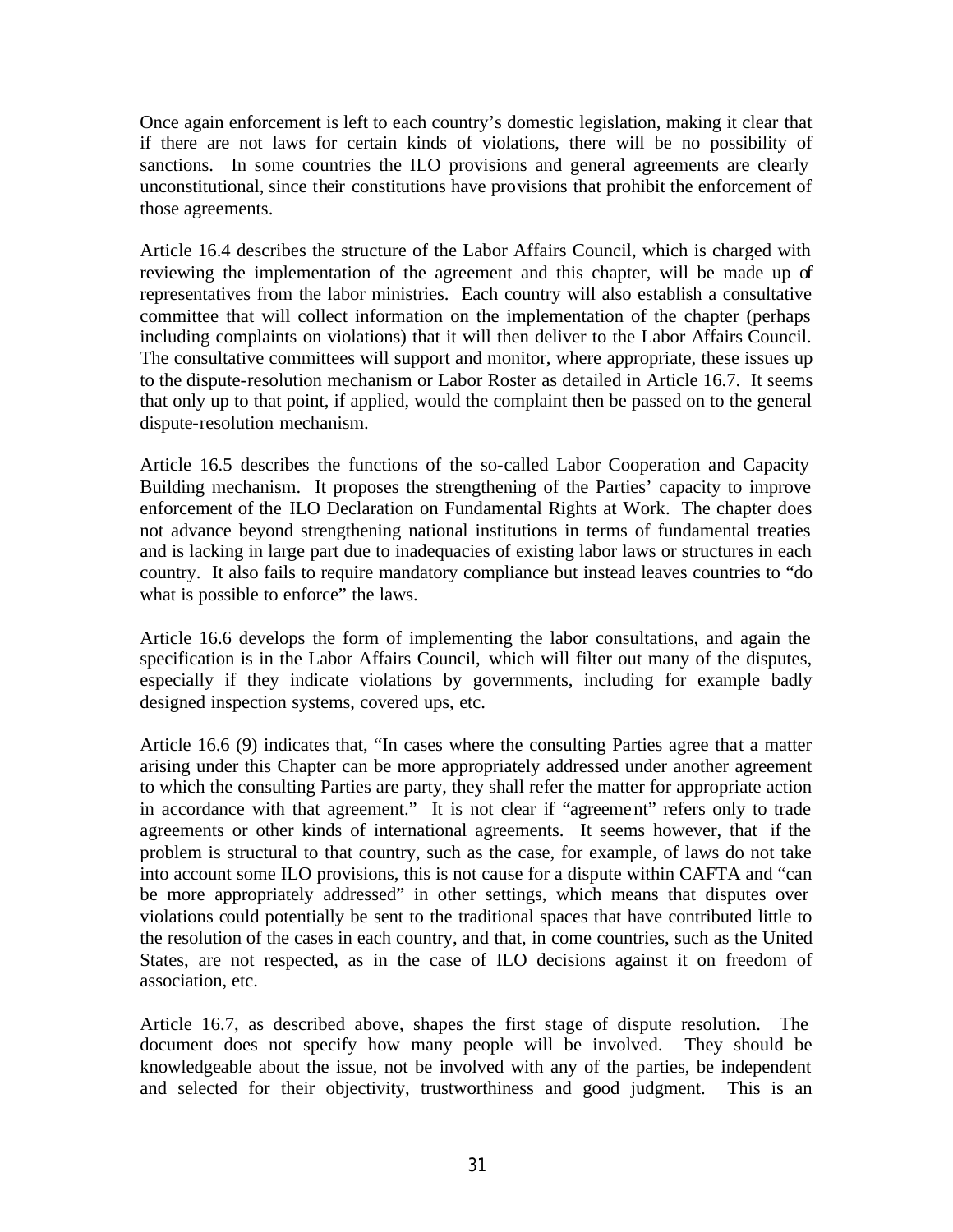Once again enforcement is left to each country's domestic legislation, making it clear that if there are not laws for certain kinds of violations, there will be no possibility of sanctions. In some countries the ILO provisions and general agreements are clearly unconstitutional, since their constitutions have provisions that prohibit the enforcement of those agreements.

Article 16.4 describes the structure of the Labor Affairs Council, which is charged with reviewing the implementation of the agreement and this chapter, will be made up of representatives from the labor ministries. Each country will also establish a consultative committee that will collect information on the implementation of the chapter (perhaps including complaints on violations) that it will then deliver to the Labor Affairs Council. The consultative committees will support and monitor, where appropriate, these issues up to the dispute-resolution mechanism or Labor Roster as detailed in Article 16.7. It seems that only up to that point, if applied, would the complaint then be passed on to the general dispute-resolution mechanism.

Article 16.5 describes the functions of the so-called Labor Cooperation and Capacity Building mechanism. It proposes the strengthening of the Parties' capacity to improve enforcement of the ILO Declaration on Fundamental Rights at Work. The chapter does not advance beyond strengthening national institutions in terms of fundamental treaties and is lacking in large part due to inadequacies of existing labor laws or structures in each country. It also fails to require mandatory compliance but instead leaves countries to "do what is possible to enforce" the laws.

Article 16.6 develops the form of implementing the labor consultations, and again the specification is in the Labor Affairs Council, which will filter out many of the disputes, especially if they indicate violations by governments, including for example badly designed inspection systems, covered ups, etc.

Article 16.6 (9) indicates that, "In cases where the consulting Parties agree that a matter arising under this Chapter can be more appropriately addressed under another agreement to which the consulting Parties are party, they shall refer the matter for appropriate action in accordance with that agreement." It is not clear if "agreement" refers only to trade agreements or other kinds of international agreements. It seems however, that if the problem is structural to that country, such as the case, for example, of laws do not take into account some ILO provisions, this is not cause for a dispute within CAFTA and "can be more appropriately addressed" in other settings, which means that disputes over violations could potentially be sent to the traditional spaces that have contributed little to the resolution of the cases in each country, and that, in come countries, such as the United States, are not respected, as in the case of ILO decisions against it on freedom of association, etc.

Article 16.7, as described above, shapes the first stage of dispute resolution. The document does not specify how many people will be involved. They should be knowledgeable about the issue, not be involved with any of the parties, be independent and selected for their objectivity, trustworthiness and good judgment. This is an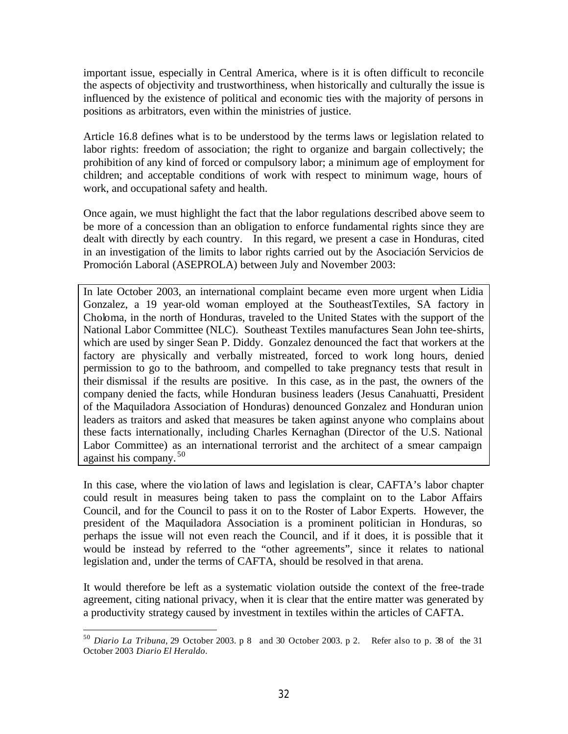important issue, especially in Central America, where is it is often difficult to reconcile the aspects of objectivity and trustworthiness, when historically and culturally the issue is influenced by the existence of political and economic ties with the majority of persons in positions as arbitrators, even within the ministries of justice.

Article 16.8 defines what is to be understood by the terms laws or legislation related to labor rights: freedom of association; the right to organize and bargain collectively; the prohibition of any kind of forced or compulsory labor; a minimum age of employment for children; and acceptable conditions of work with respect to minimum wage, hours of work, and occupational safety and health.

Once again, we must highlight the fact that the labor regulations described above seem to be more of a concession than an obligation to enforce fundamental rights since they are dealt with directly by each country. In this regard, we present a case in Honduras, cited in an investigation of the limits to labor rights carried out by the Asociación Servicios de Promoción Laboral (ASEPROLA) between July and November 2003:

> In late October 2003, an international complaint became even more urgent when Lidia Gonzalez, a 19 year-old woman employed at the SoutheastTextiles, SA factory in Choloma, in the north of Honduras, traveled to the United States with the support of the National Labor Committee (NLC). Southeast Textiles manufactures Sean John tee-shirts, which are used by singer Sean P. Diddy. Gonzalez denounced the fact that workers at the factory are physically and verbally mistreated, forced to work long hours, denied permission to go to the bathroom, and compelled to take pregnancy tests that result in their dismissal if the results are positive. In this case, as in the past, the owners of the company denied the facts, while Honduran business leaders (Jesus Canahuatti, President of the Maquiladora Association of Honduras) denounced Gonzalez and Honduran union leaders as traitors and asked that measures be taken against anyone who complains about these facts internationally, including Charles Kernaghan (Director of the U.S. National Labor Committee) as an international terrorist and the architect of a smear campaign against his company.[50]

In this case, where the violation of laws and legislation is clear, CAFTA's labor chapter could result in measures being taken to pass the complaint on to the Labor Affairs Council, and for the Council to pass it on to the Roster of Labor Experts. However, the president of the Maquiladora Association is a prominent politician in Honduras, so perhaps the issue will not even reach the Council, and if it does, it is possible that it would be instead by referred to the "other agreements", since it relates to national legislation and, under the terms of CAFTA, should be resolved in that arena.

It would therefore be left as a systematic violation outside the context of the free-trade agreement, citing national privacy, when it is clear that the entire matter was generated by a productivity strategy caused by investment in textiles within the articles of CAFTA.

---

[50] *Diario La Tribuna*, 29 October 2003. p 8 and 30 October 2003. p 2. Refer also to p. 38 of the 31 October 2003 *Diario El Heraldo*.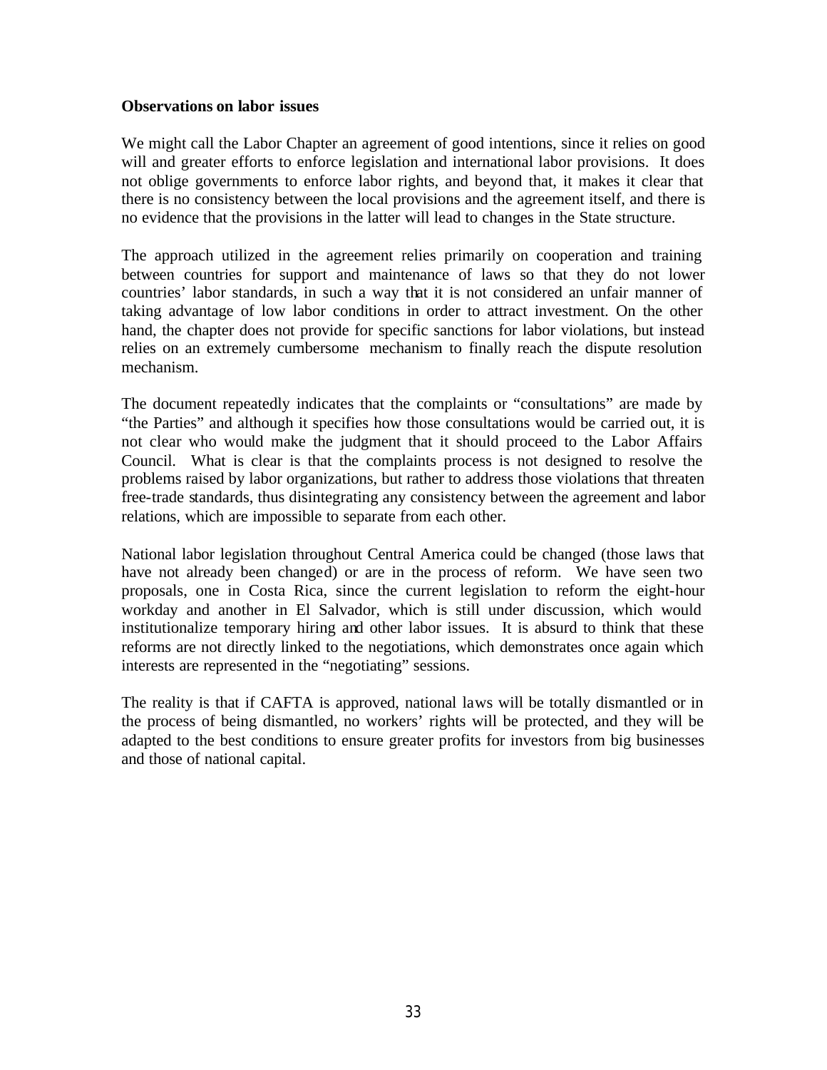**Observations on labor issues**

We might call the Labor Chapter an agreement of good intentions, since it relies on good will and greater efforts to enforce legislation and international labor provisions. It does not oblige governments to enforce labor rights, and beyond that, it makes it clear that there is no consistency between the local provisions and the agreement itself, and there is no evidence that the provisions in the latter will lead to changes in the State structure.

The approach utilized in the agreement relies primarily on cooperation and training between countries for support and maintenance of laws so that they do not lower countries' labor standards, in such a way that it is not considered an unfair manner of taking advantage of low labor conditions in order to attract investment. On the other hand, the chapter does not provide for specific sanctions for labor violations, but instead relies on an extremely cumbersome mechanism to finally reach the dispute resolution mechanism.

The document repeatedly indicates that the complaints or "consultations" are made by "the Parties" and although it specifies how those consultations would be carried out, it is not clear who would make the judgment that it should proceed to the Labor Affairs Council. What is clear is that the complaints process is not designed to resolve the problems raised by labor organizations, but rather to address those violations that threaten free-trade standards, thus disintegrating any consistency between the agreement and labor relations, which are impossible to separate from each other.

National labor legislation throughout Central America could be changed (those laws that have not already been changed) or are in the process of reform. We have seen two proposals, one in Costa Rica, since the current legislation to reform the eight-hour workday and another in El Salvador, which is still under discussion, which would institutionalize temporary hiring and other labor issues. It is absurd to think that these reforms are not directly linked to the negotiations, which demonstrates once again which interests are represented in the "negotiating" sessions.

The reality is that if CAFTA is approved, national laws will be totally dismantled or in the process of being dismantled, no workers' rights will be protected, and they will be adapted to the best conditions to ensure greater profits for investors from big businesses and those of national capital.